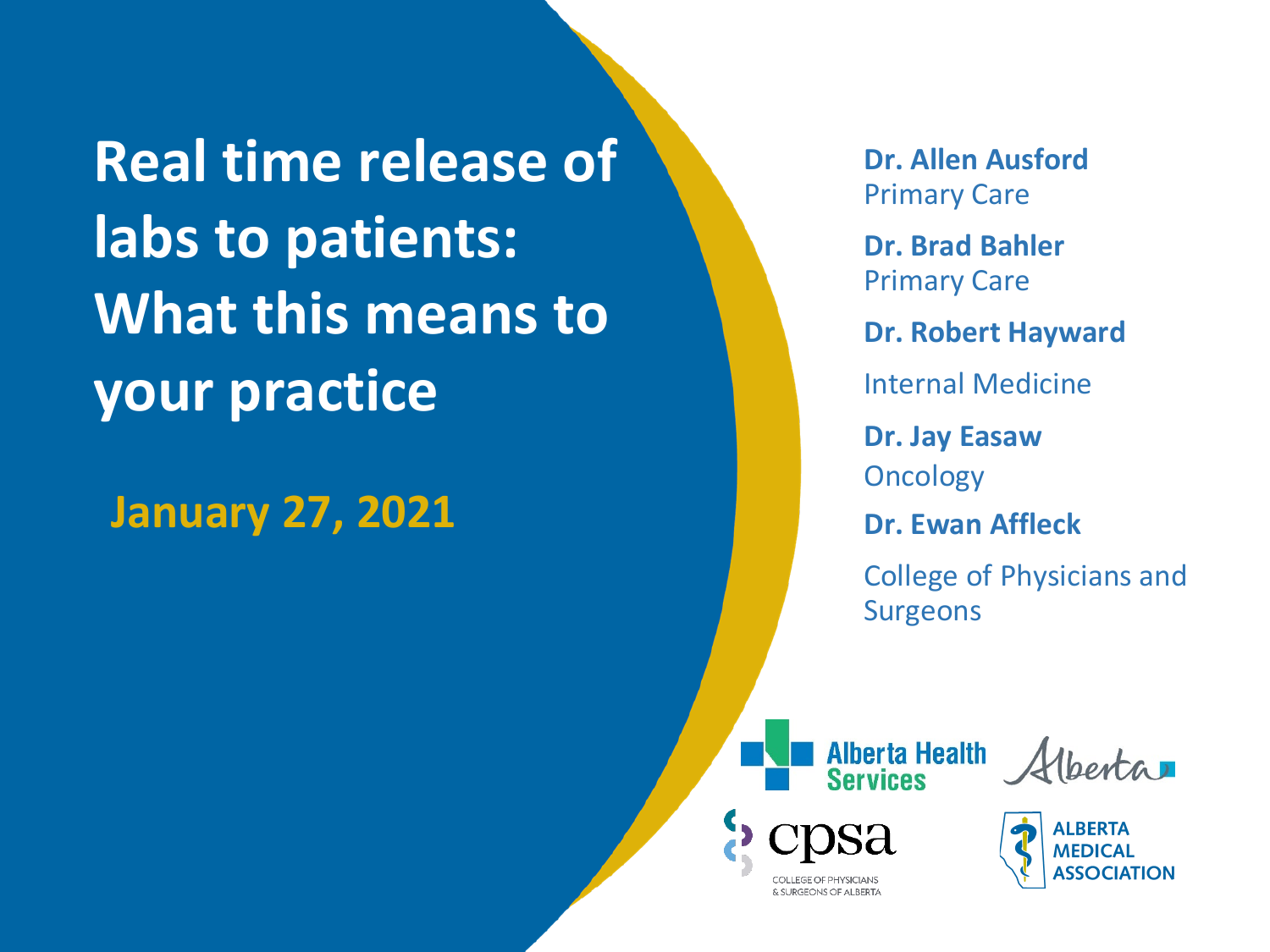# Real time release of labs to patients: What this means to your practice

**January 27, 2021**

**Dr. Allen Ausford**
Primary Care

**Dr. Brad Bahler**
Primary Care

**Dr. Robert Hayward**
Internal Medicine

**Dr. Jay Easaw**
Oncology

**Dr. Ewan Affleck**
College of Physicians and Surgeons

Alberta Health Services

Alberta

cpsa
COLLEGE OF PHYSICIANS & SURGEONS OF ALBERTA

ALBERTA MEDICAL ASSOCIATION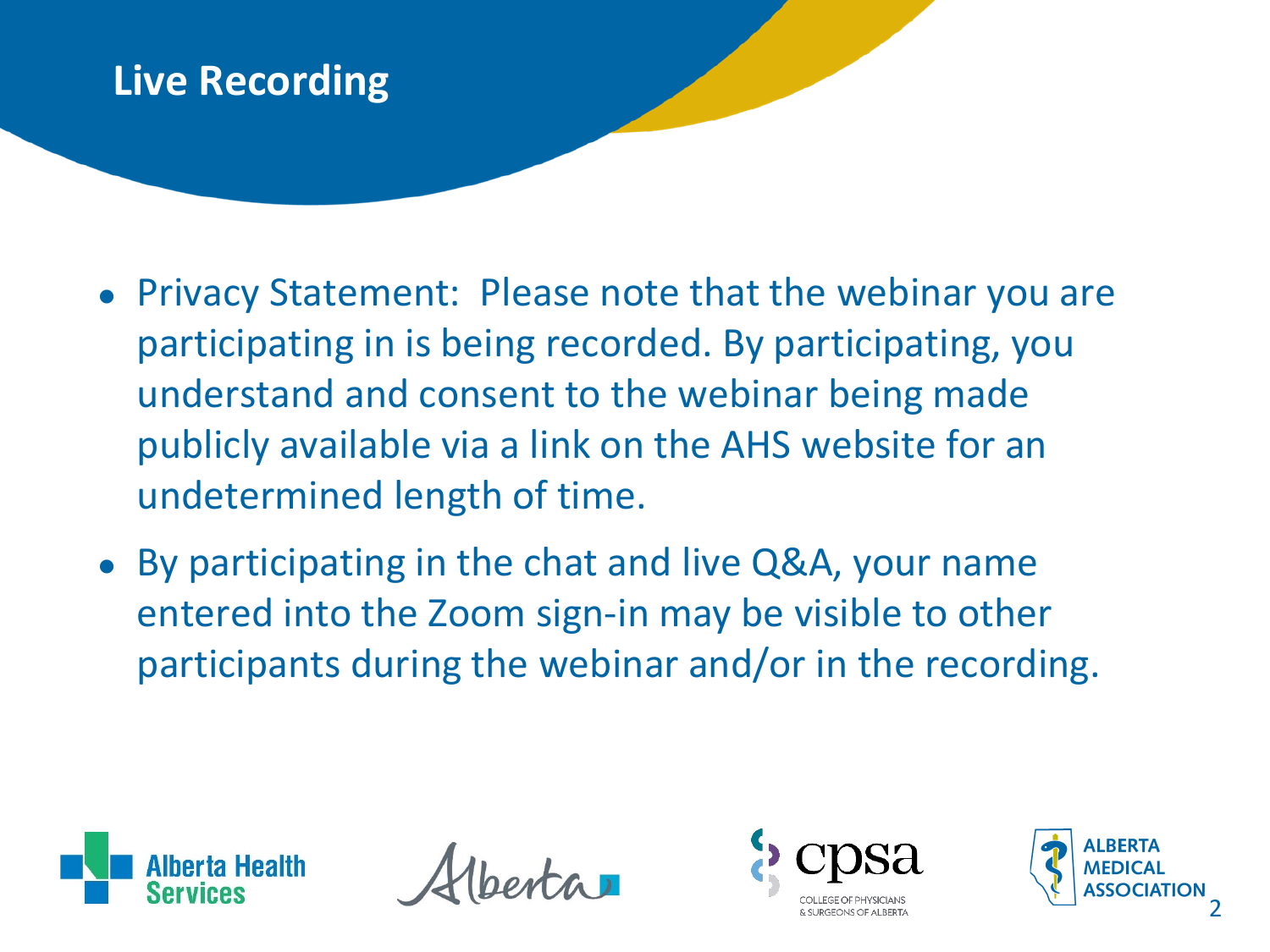# Live Recording

- Privacy Statement: Please note that the webinar you are participating in is being recorded. By participating, you understand and consent to the webinar being made publicly available via a link on the AHS website for an undetermined length of time.
- By participating in the chat and live Q&A, your name entered into the Zoom sign-in may be visible to other participants during the webinar and/or in the recording.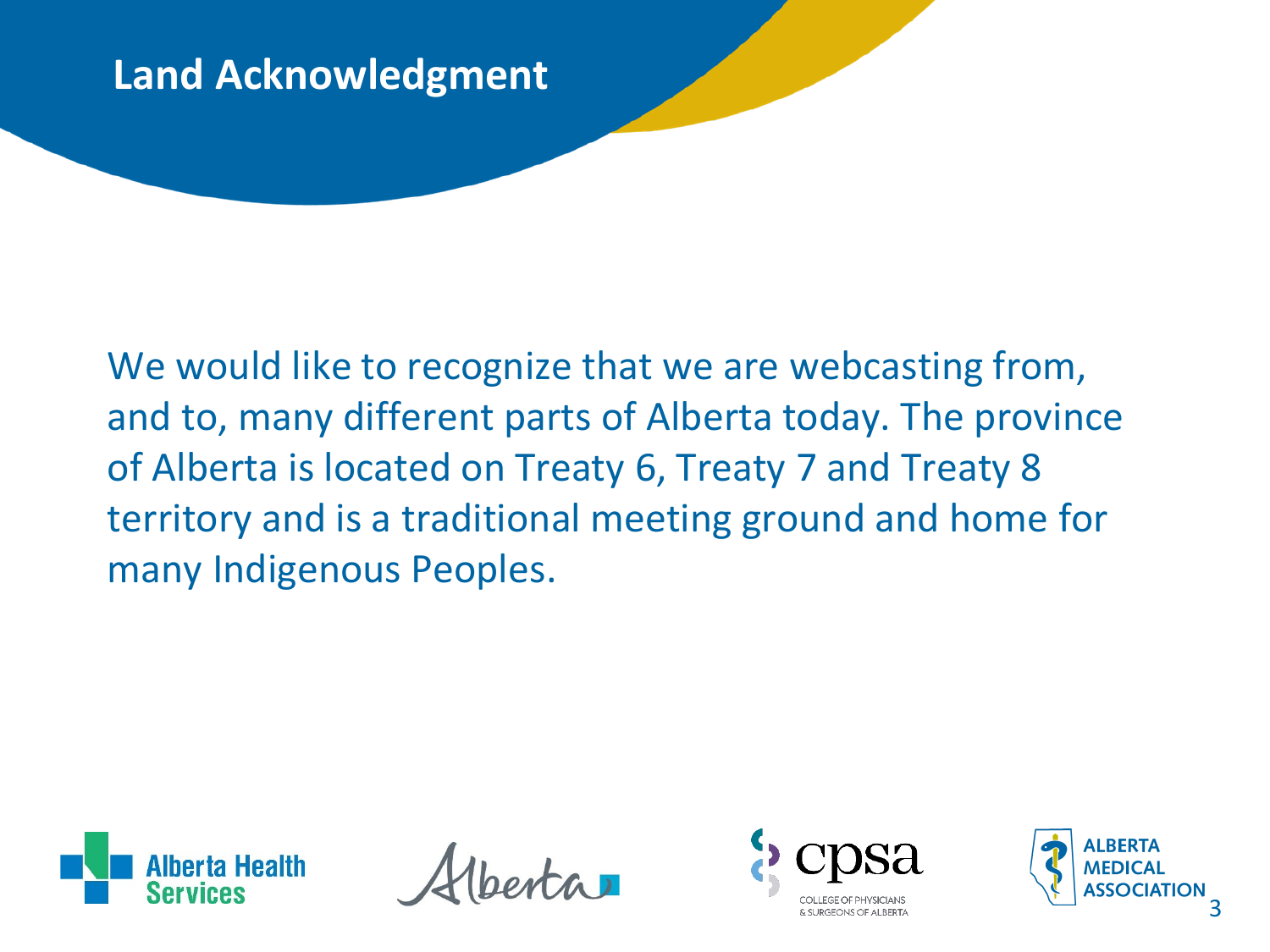# Land Acknowledgment

We would like to recognize that we are webcasting from, and to, many different parts of Alberta today. The province of Alberta is located on Treaty 6, Treaty 7 and Treaty 8 territory and is a traditional meeting ground and home for many Indigenous Peoples.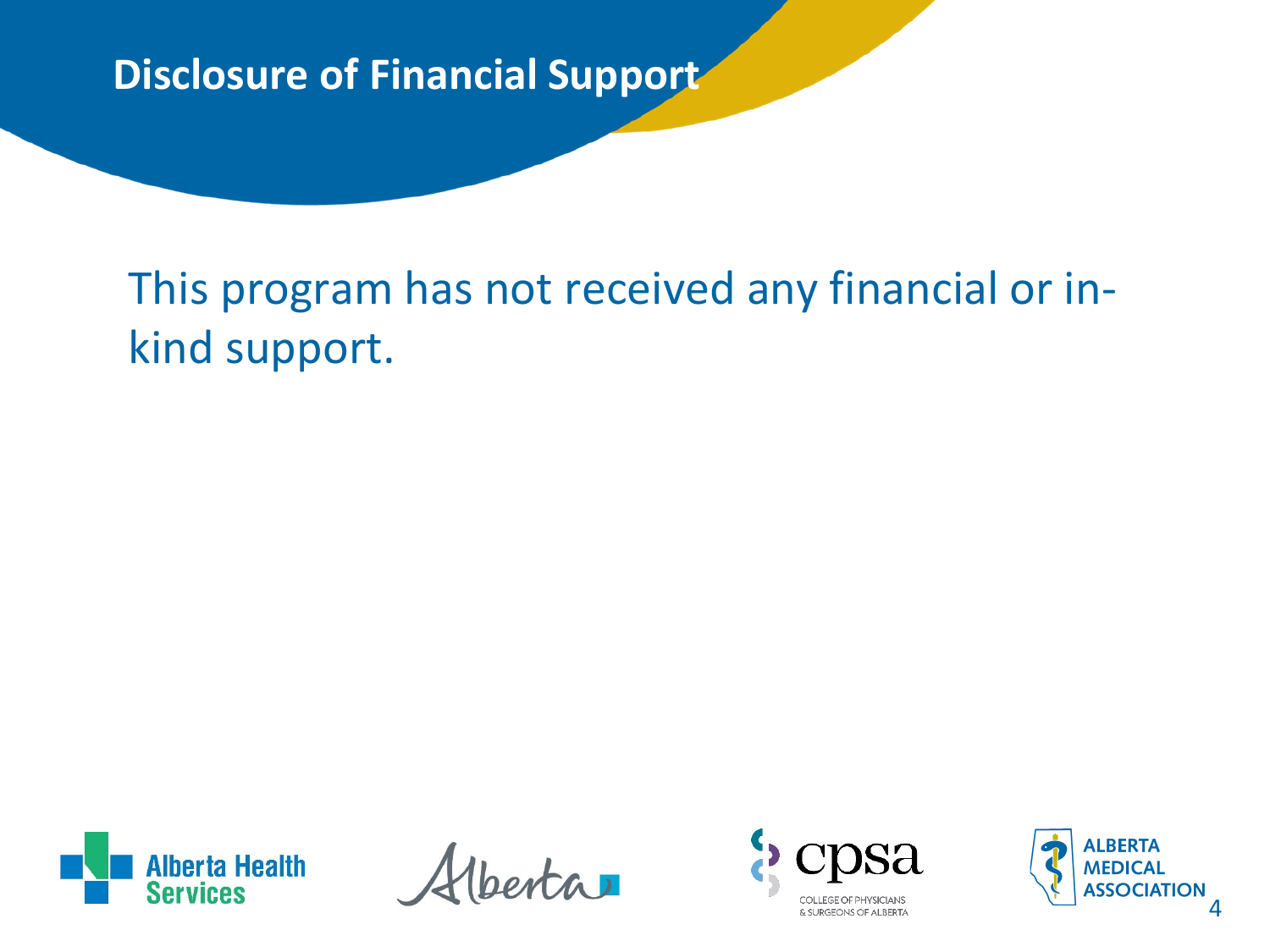# Disclosure of Financial Support

This program has not received any financial or in-kind support.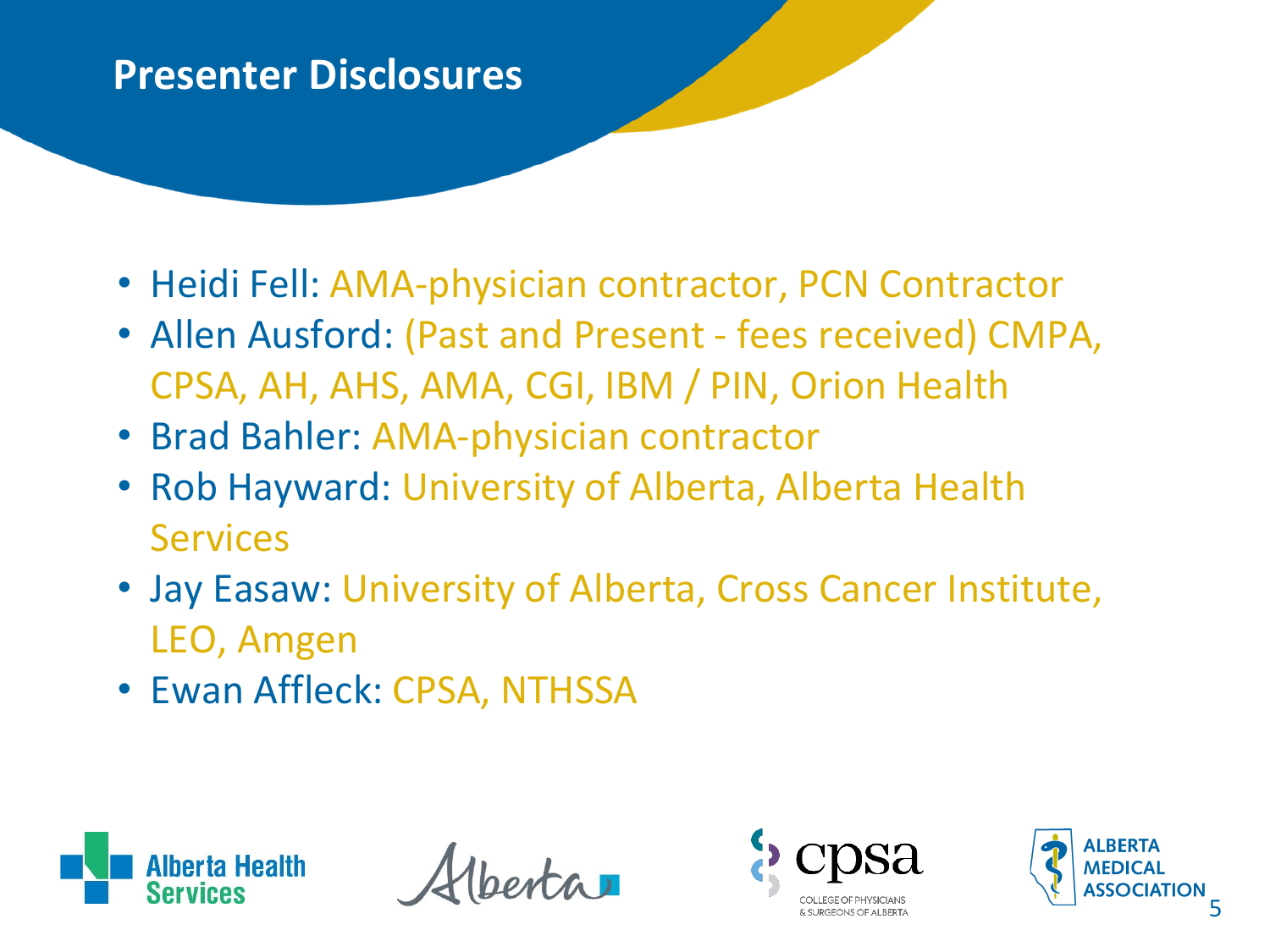## Presenter Disclosures

- Heidi Fell: AMA-physician contractor, PCN Contractor
- Allen Ausford: (Past and Present - fees received) CMPA, CPSA, AH, AHS, AMA, CGI, IBM / PIN, Orion Health
- Brad Bahler: AMA-physician contractor
- Rob Hayward: University of Alberta, Alberta Health Services
- Jay Easaw: University of Alberta, Cross Cancer Institute, LEO, Amgen
- Ewan Affleck: CPSA, NTHSSA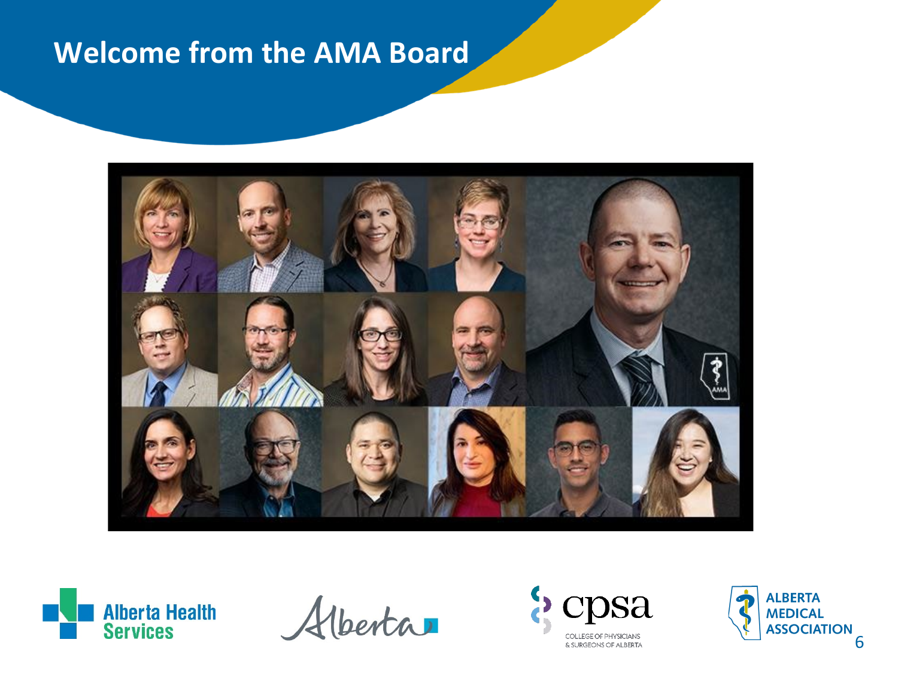# Welcome from the AMA Board

Alberta Health Services

Alberta

cpsa COLLEGE OF PHYSICIANS & SURGEONS OF ALBERTA

ALBERTA MEDICAL ASSOCIATION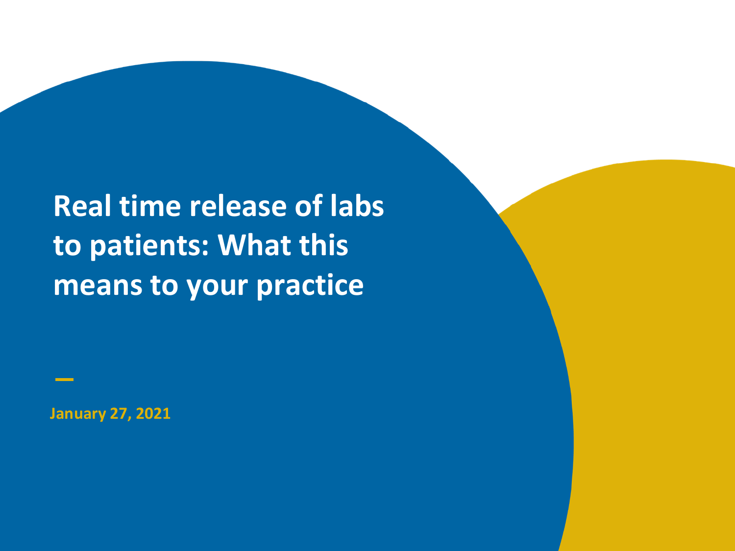# Real time release of labs to patients: What this means to your practice

January 27, 2021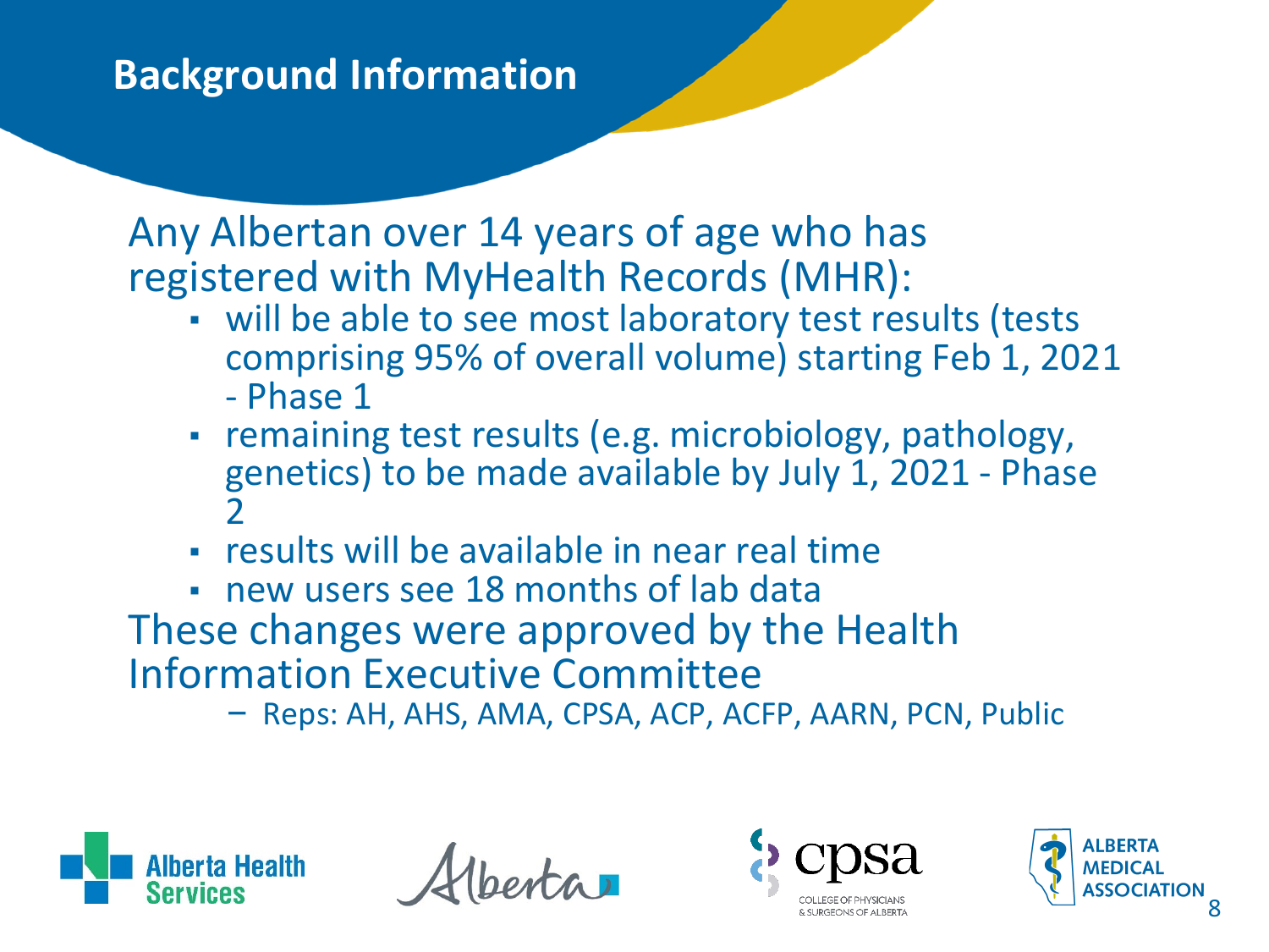## Background Information

Any Albertan over 14 years of age who has registered with MyHealth Records (MHR):

- will be able to see most laboratory test results (tests comprising 95% of overall volume) starting Feb 1, 2021 - Phase 1
- remaining test results (e.g. microbiology, pathology, genetics) to be made available by July 1, 2021 - Phase 2
- results will be available in near real time
- new users see 18 months of lab data

These changes were approved by the Health Information Executive Committee

- Reps: AH, AHS, AMA, CPSA, ACP, ACFP, AARN, PCN, Public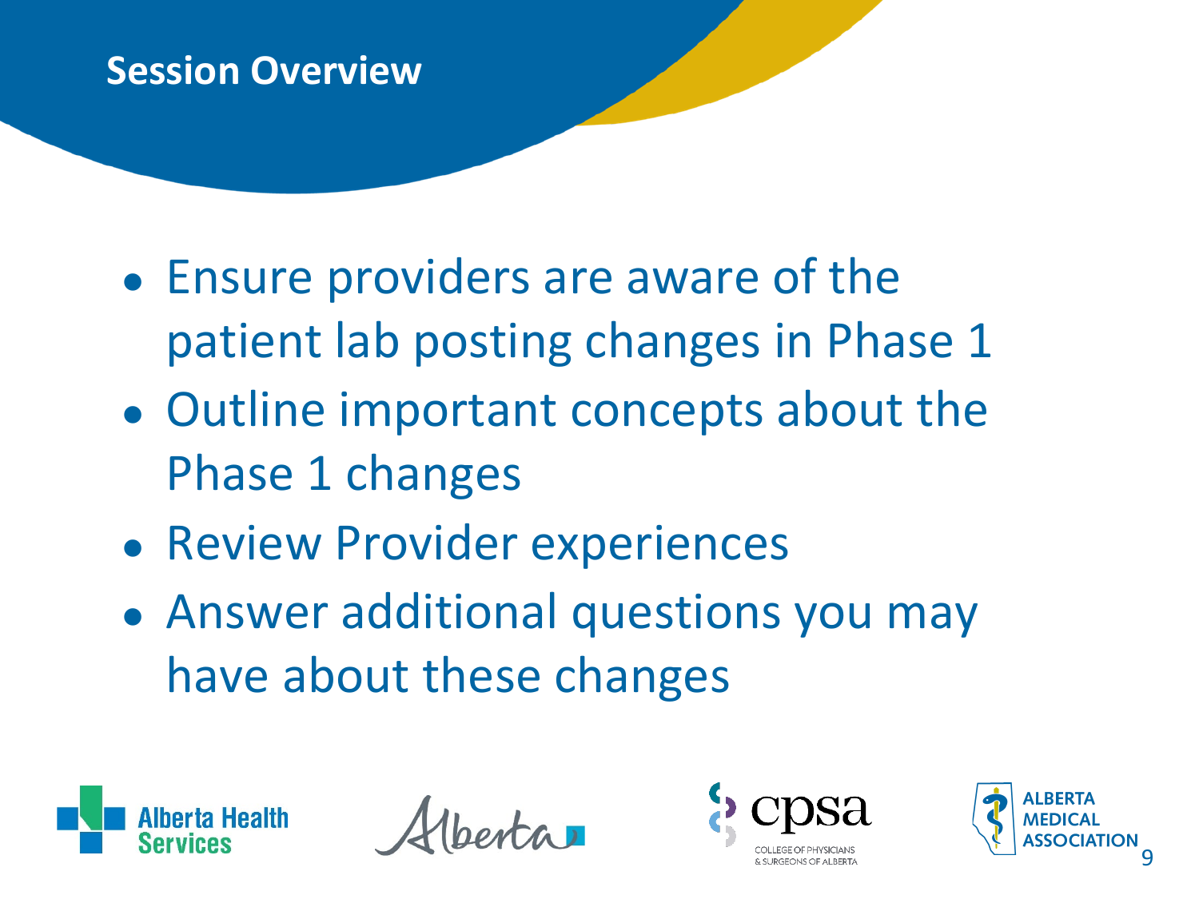# Session Overview

- Ensure providers are aware of the patient lab posting changes in Phase 1
- Outline important concepts about the Phase 1 changes
- Review Provider experiences
- Answer additional questions you may have about these changes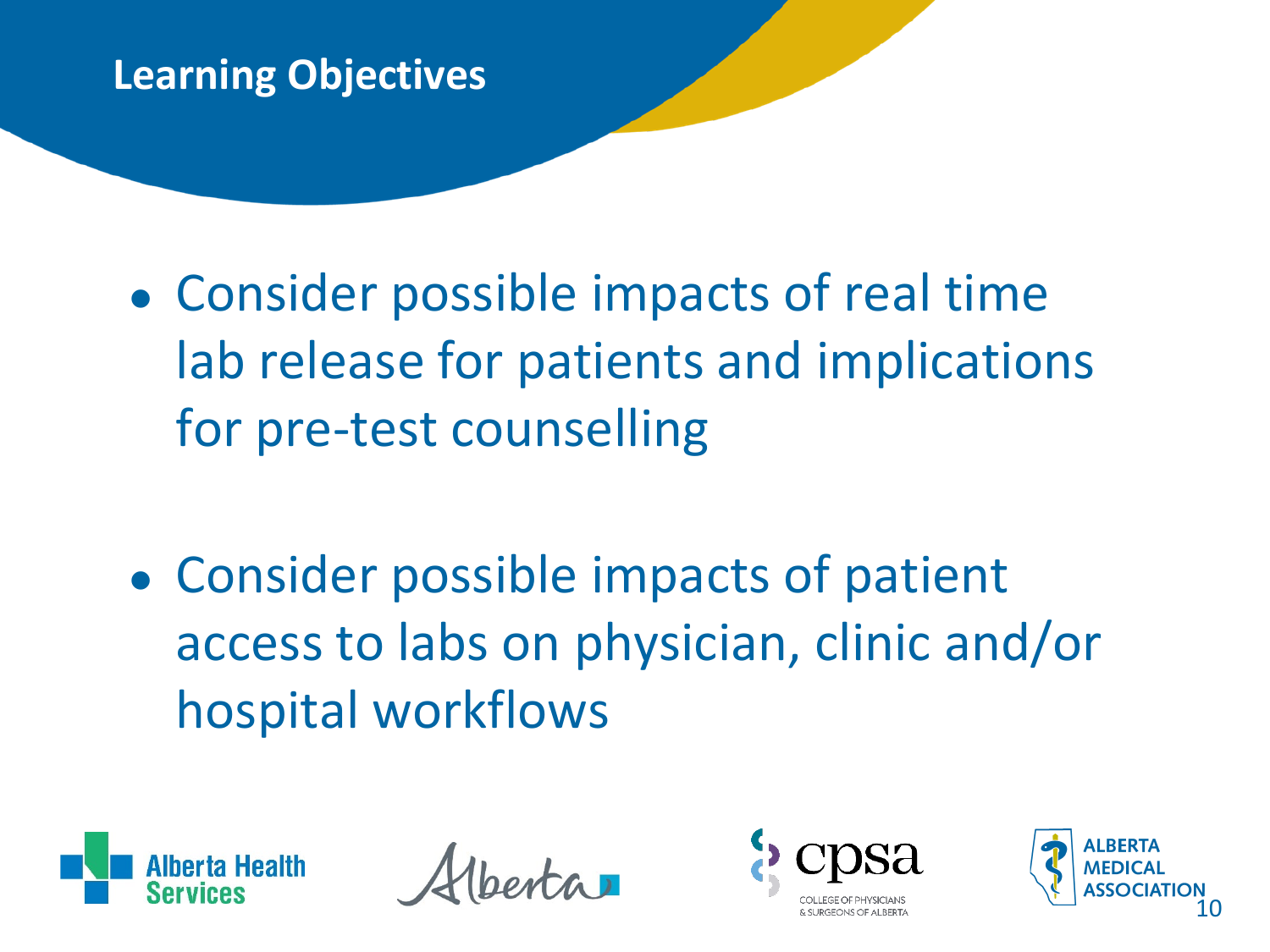## Learning Objectives

- Consider possible impacts of real time lab release for patients and implications for pre-test counselling
- Consider possible impacts of patient access to labs on physician, clinic and/or hospital workflows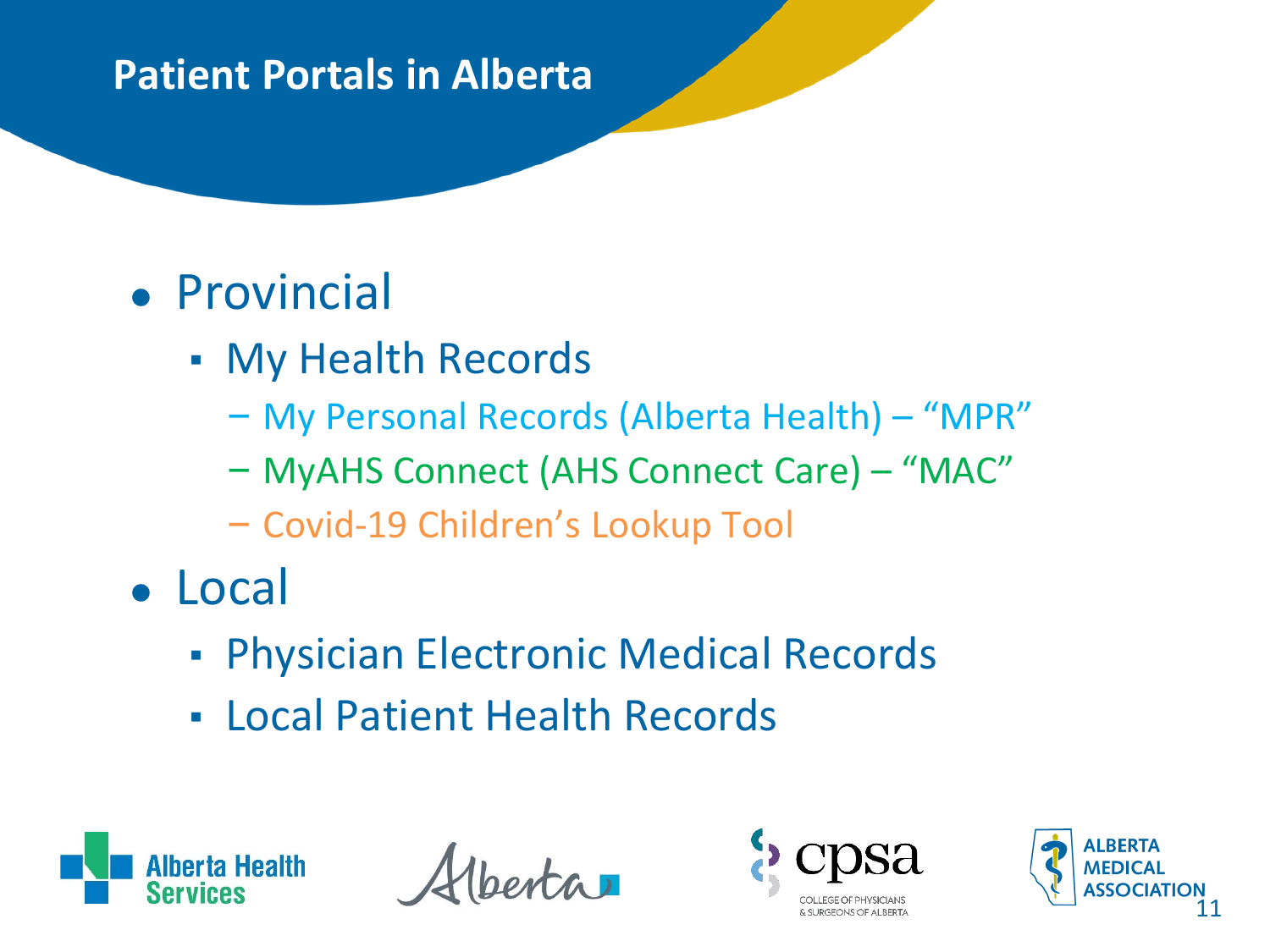# Patient Portals in Alberta

- Provincial
  - My Health Records
    - My Personal Records (Alberta Health) – "MPR"
    - MyAHS Connect (AHS Connect Care) – "MAC"
    - Covid-19 Children's Lookup Tool
- Local
  - Physician Electronic Medical Records
  - Local Patient Health Records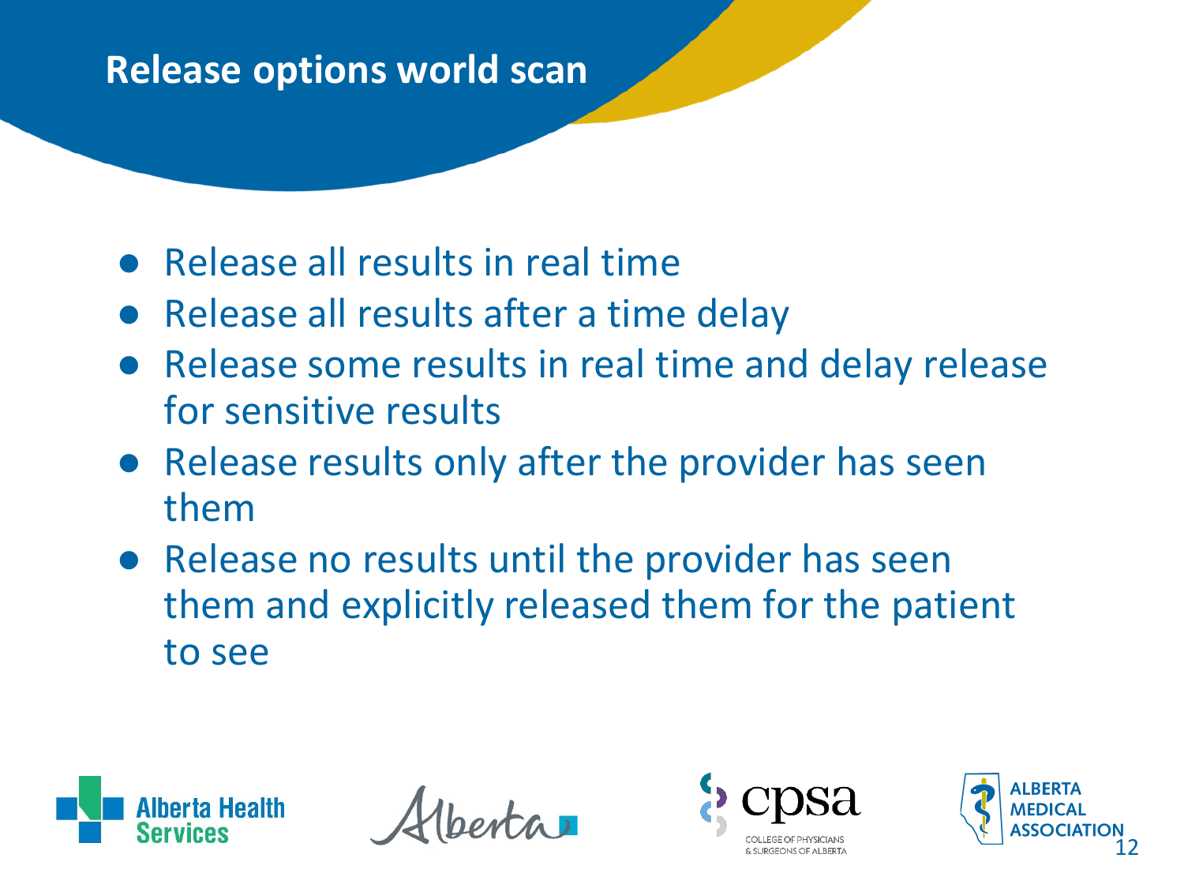# Release options world scan

- Release all results in real time
- Release all results after a time delay
- Release some results in real time and delay release for sensitive results
- Release results only after the provider has seen them
- Release no results until the provider has seen them and explicitly released them for the patient to see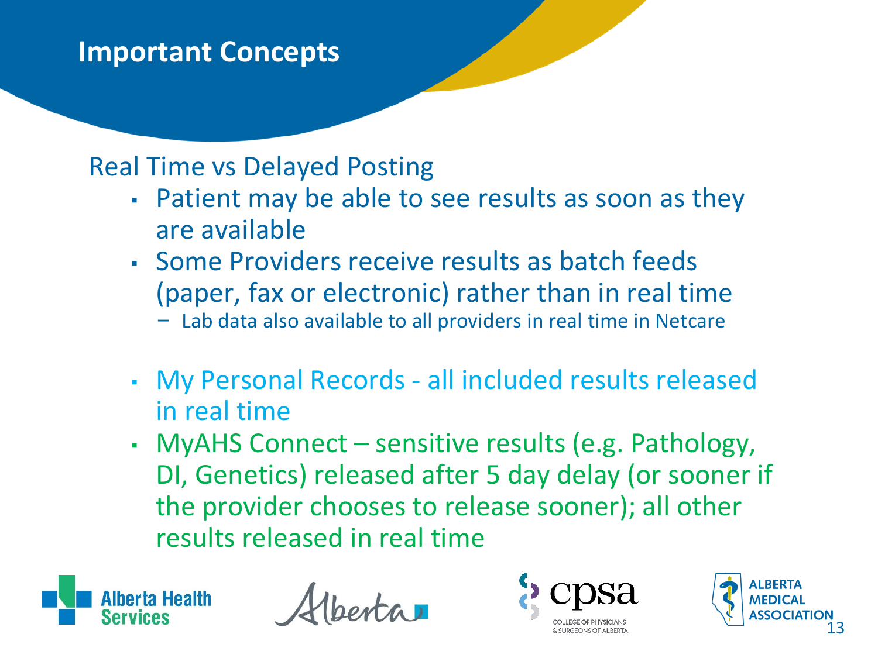# Important Concepts

## Real Time vs Delayed Posting

- Patient may be able to see results as soon as they are available
- Some Providers receive results as batch feeds (paper, fax or electronic) rather than in real time
  - Lab data also available to all providers in real time in Netcare

- My Personal Records - all included results released in real time
- MyAHS Connect – sensitive results (e.g. Pathology, DI, Genetics) released after 5 day delay (or sooner if the provider chooses to release sooner); all other results released in real time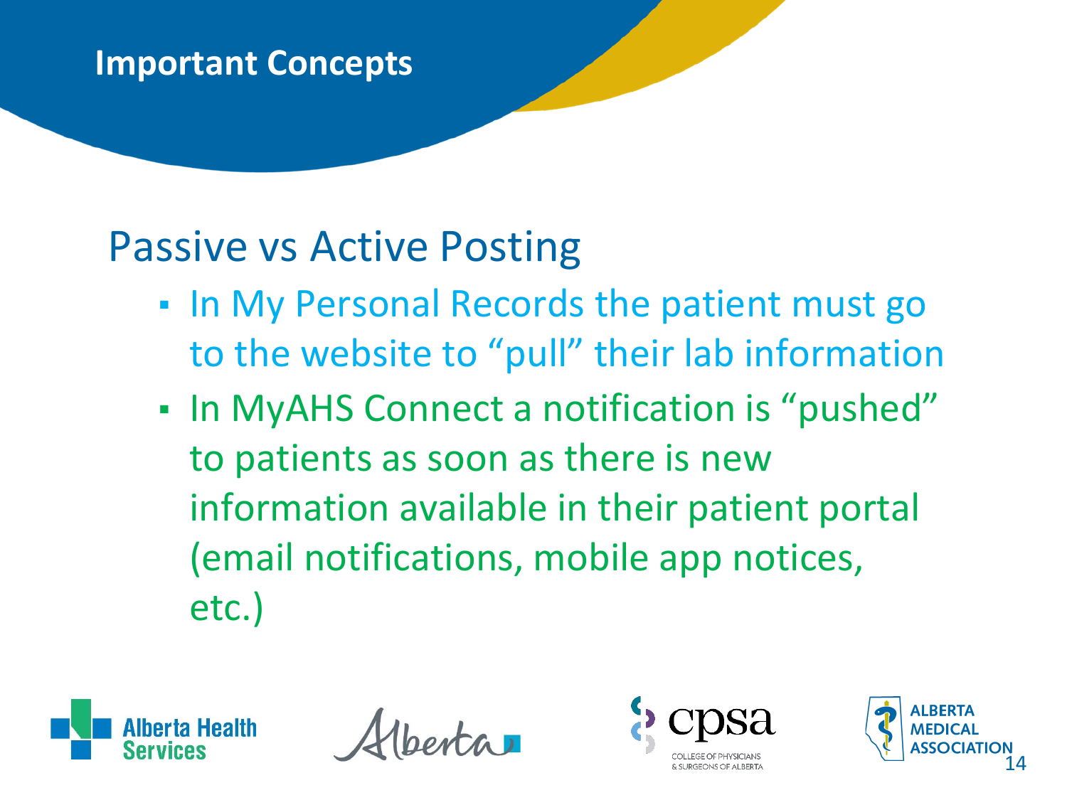## Important Concepts

### Passive vs Active Posting

- In My Personal Records the patient must go to the website to "pull" their lab information
- In MyAHS Connect a notification is "pushed" to patients as soon as there is new information available in their patient portal (email notifications, mobile app notices, etc.)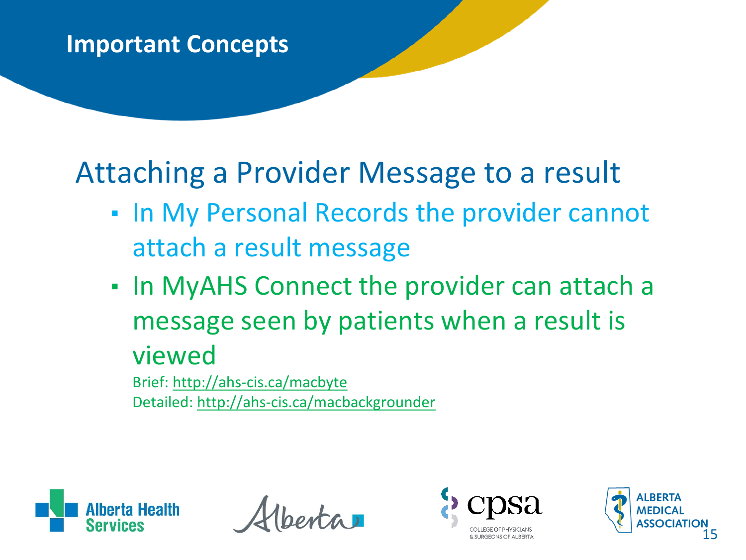## Important Concepts

### Attaching a Provider Message to a result

- In My Personal Records the provider cannot attach a result message
- In MyAHS Connect the provider can attach a message seen by patients when a result is viewed

  Brief: http://ahs-cis.ca/macbyte
  Detailed: http://ahs-cis.ca/macbackgrounder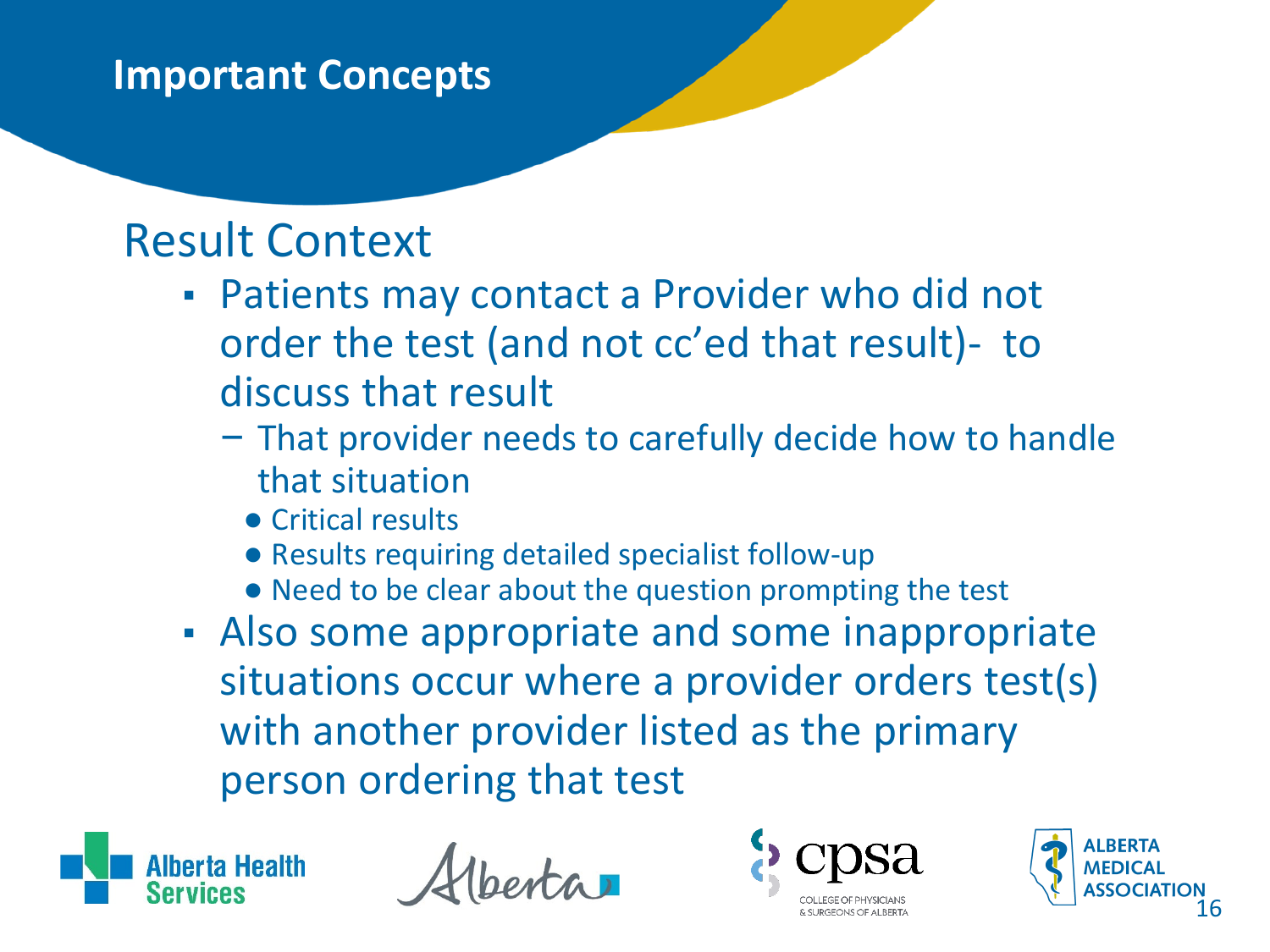# Important Concepts

## Result Context

- Patients may contact a Provider who did not order the test (and not cc'ed that result)- to discuss that result
  - That provider needs to carefully decide how to handle that situation
    - Critical results
    - Results requiring detailed specialist follow-up
    - Need to be clear about the question prompting the test
- Also some appropriate and some inappropriate situations occur where a provider orders test(s) with another provider listed as the primary person ordering that test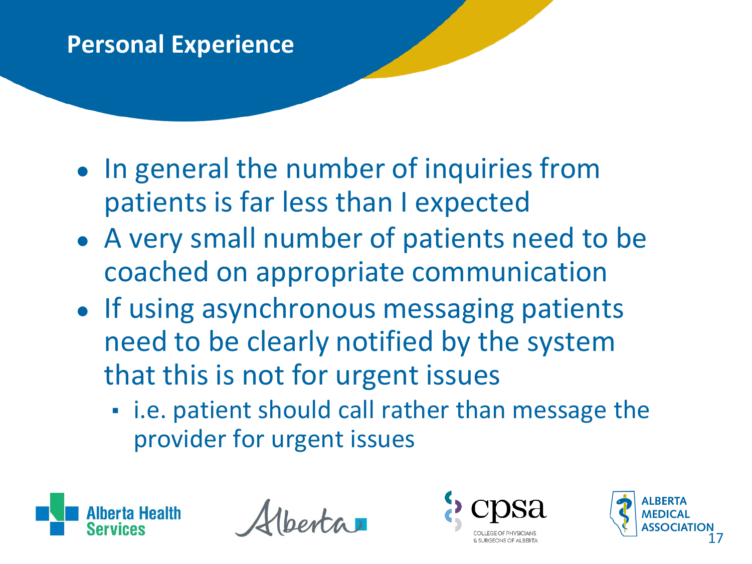# Personal Experience

- In general the number of inquiries from patients is far less than I expected
- A very small number of patients need to be coached on appropriate communication
- If using asynchronous messaging patients need to be clearly notified by the system that this is not for urgent issues
  - i.e. patient should call rather than message the provider for urgent issues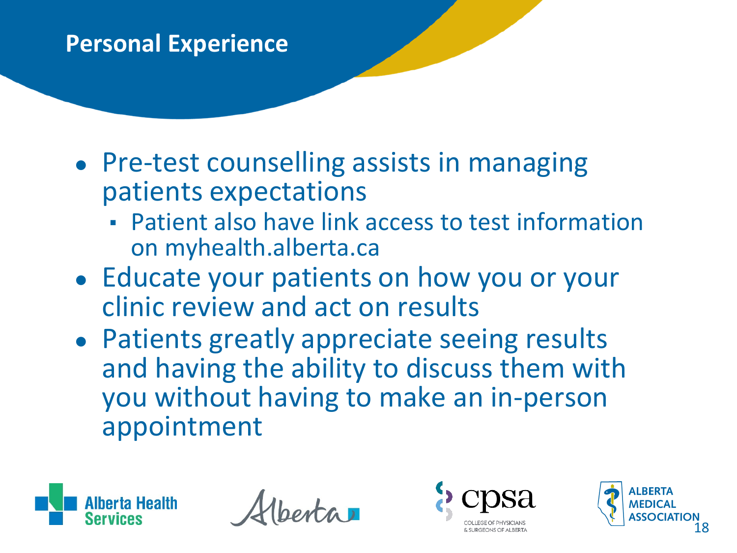## Personal Experience

- Pre-test counselling assists in managing patients expectations
  - Patient also have link access to test information on myhealth.alberta.ca
- Educate your patients on how you or your clinic review and act on results
- Patients greatly appreciate seeing results and having the ability to discuss them with you without having to make an in-person appointment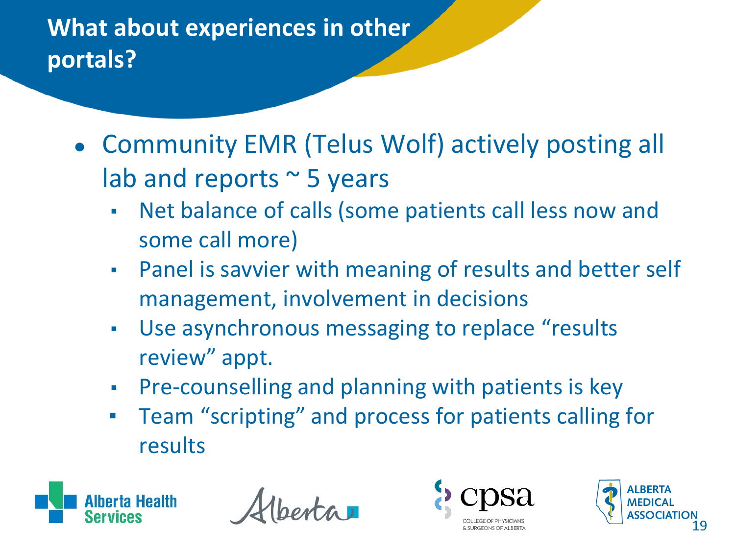# What about experiences in other portals?

- Community EMR (Telus Wolf) actively posting all lab and reports ~ 5 years
  - Net balance of calls (some patients call less now and some call more)
  - Panel is savvier with meaning of results and better self management, involvement in decisions
  - Use asynchronous messaging to replace "results review" appt.
  - Pre-counselling and planning with patients is key
  - Team "scripting" and process for patients calling for results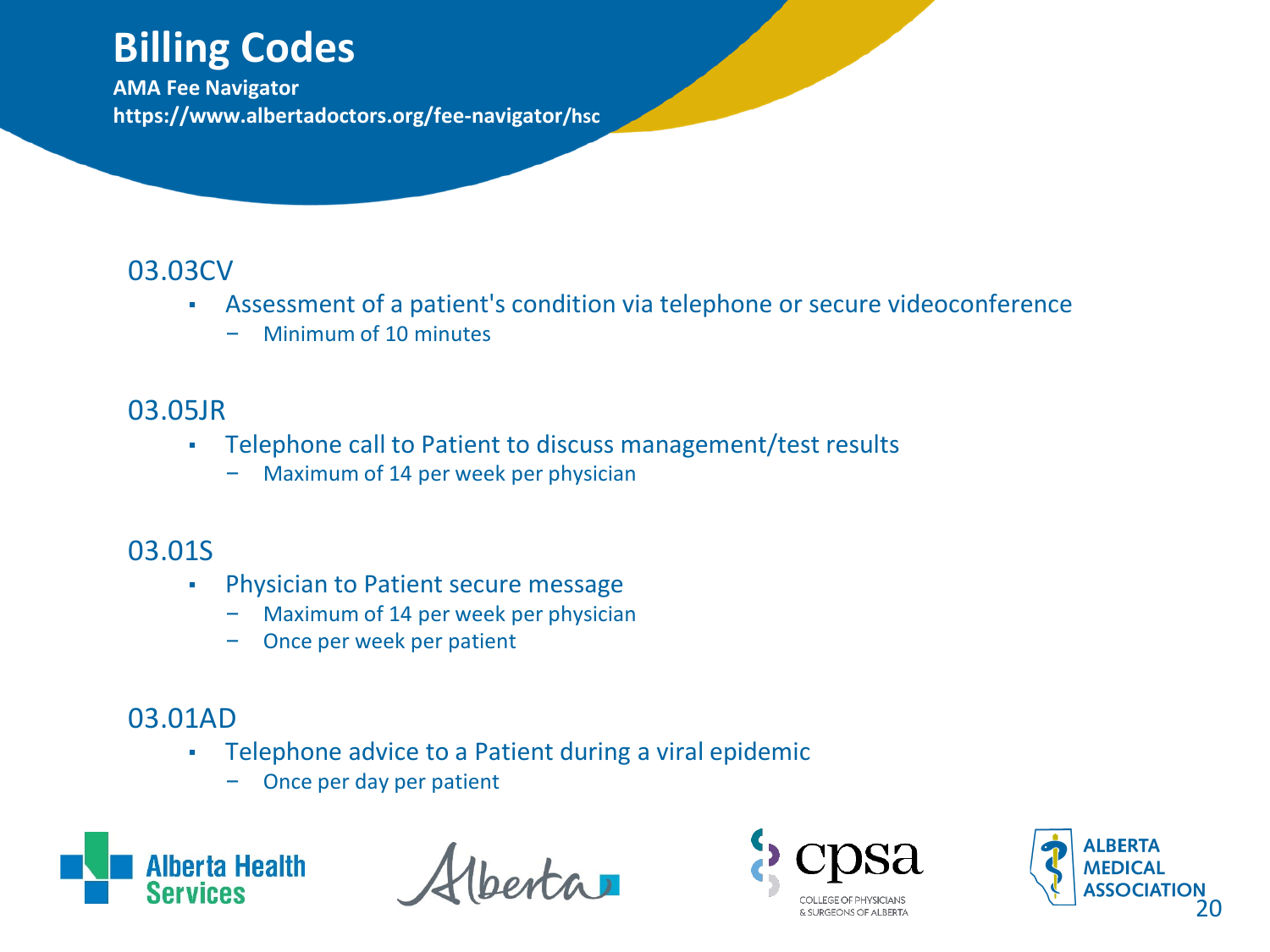# Billing Codes

**AMA Fee Navigator**
**https://www.albertadoctors.org/fee-navigator/hsc**

### 03.03CV

- Assessment of a patient's condition via telephone or secure videoconference
  - Minimum of 10 minutes

### 03.05JR

- Telephone call to Patient to discuss management/test results
  - Maximum of 14 per week per physician

### 03.01S

- Physician to Patient secure message
  - Maximum of 14 per week per physician
  - Once per week per patient

### 03.01AD

- Telephone advice to a Patient during a viral epidemic
  - Once per day per patient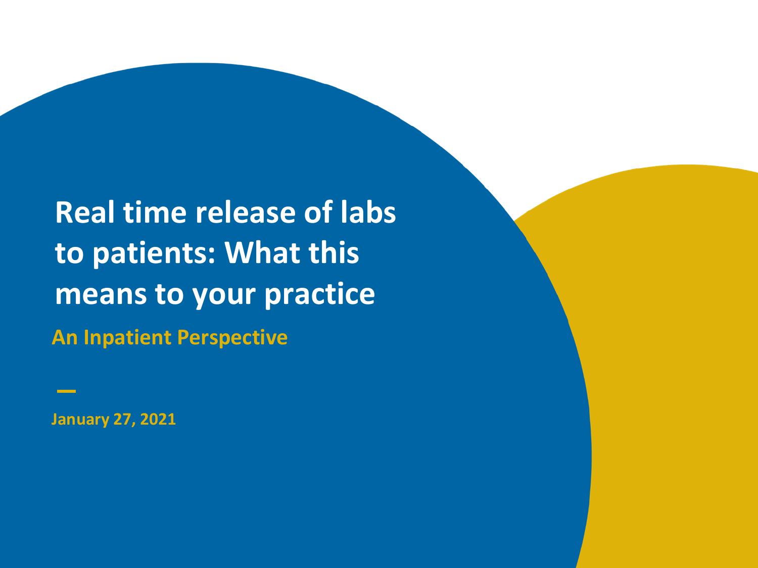# Real time release of labs to patients: What this means to your practice

## An Inpatient Perspective

January 27, 2021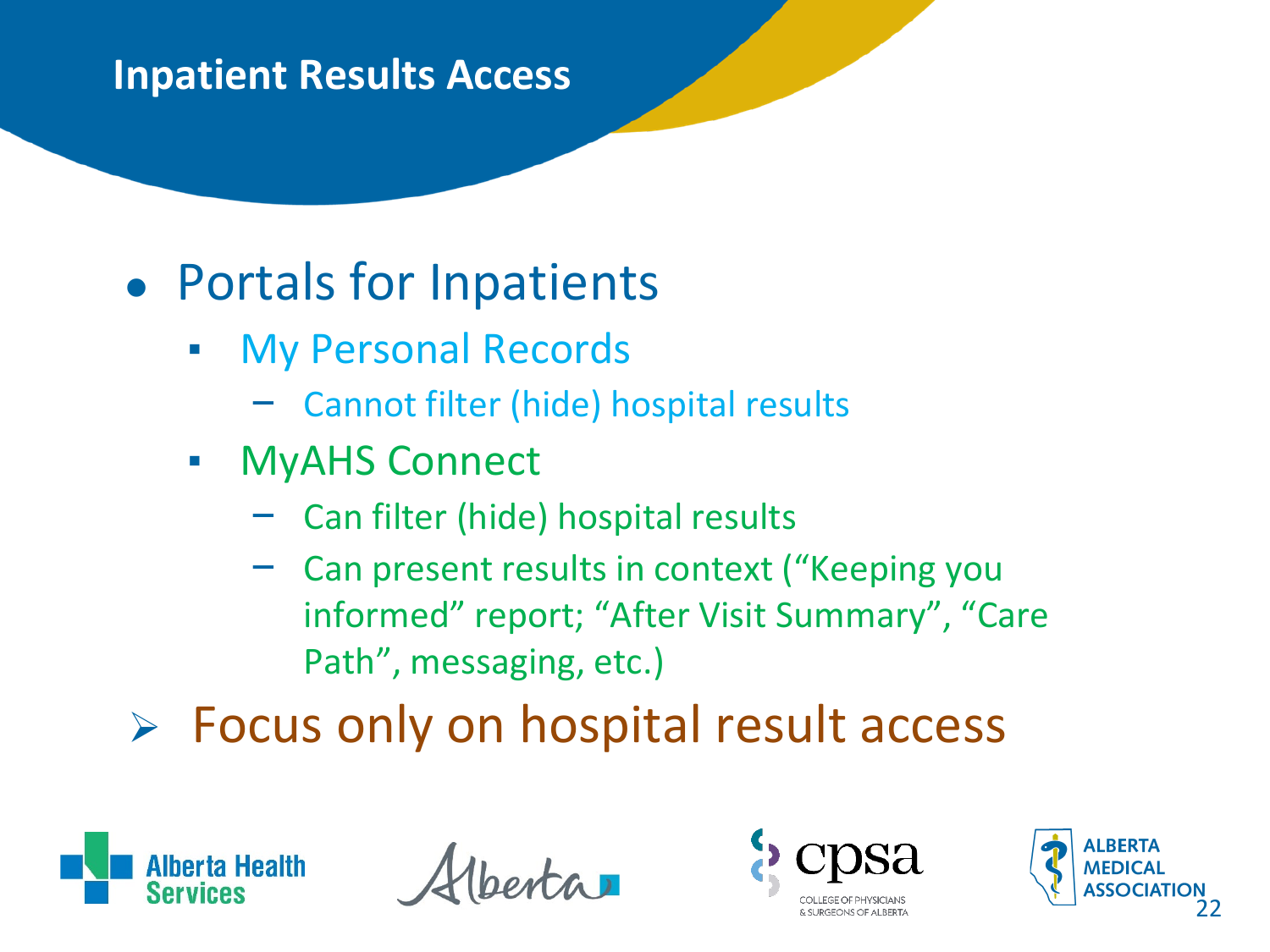## Inpatient Results Access

- Portals for Inpatients
  - My Personal Records
    - Cannot filter (hide) hospital results
  - MyAHS Connect
    - Can filter (hide) hospital results
    - Can present results in context ("Keeping you informed" report; "After Visit Summary", "Care Path", messaging, etc.)

➢ Focus only on hospital result access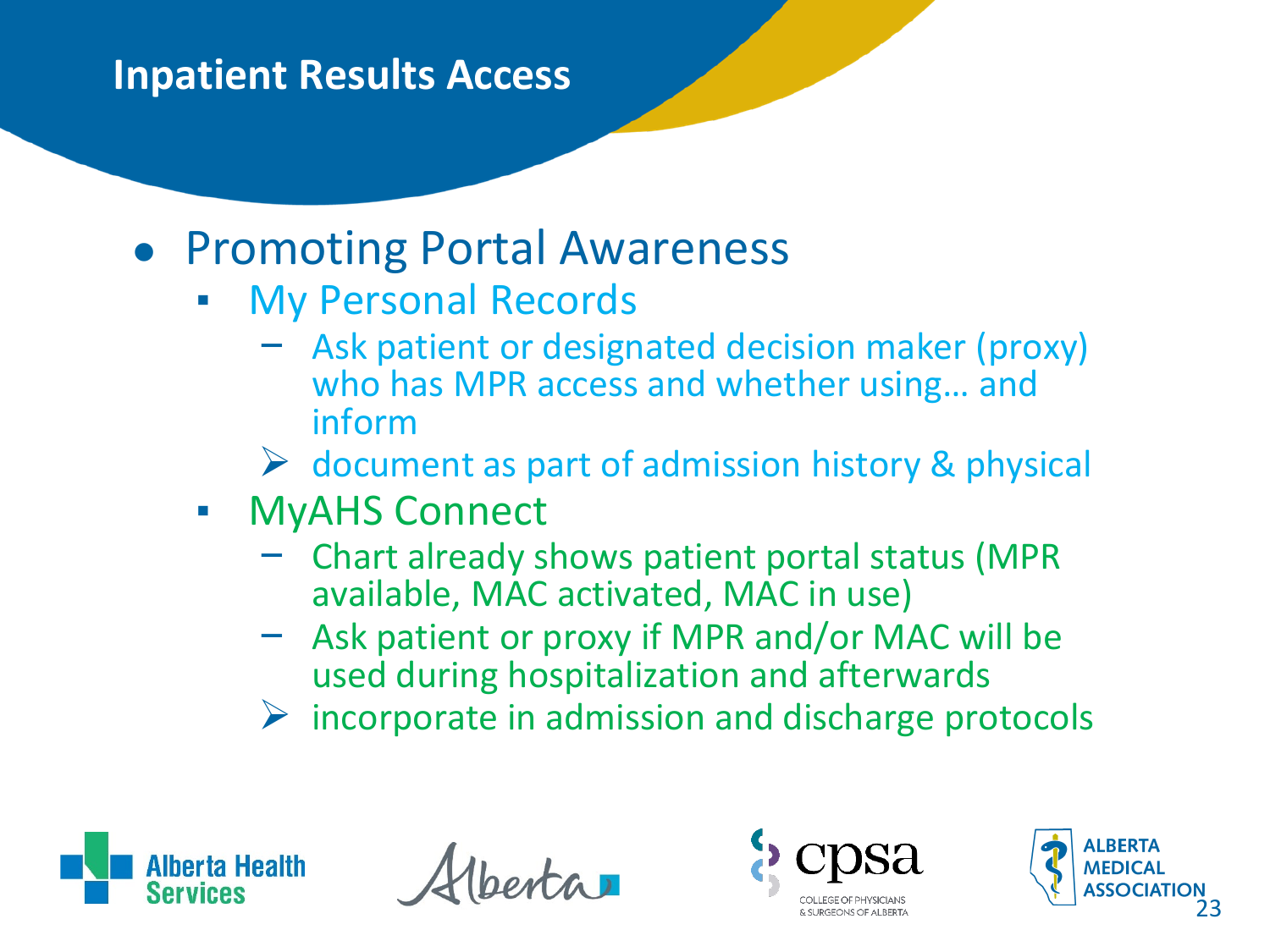# Inpatient Results Access

- Promoting Portal Awareness
  - My Personal Records
    - Ask patient or designated decision maker (proxy) who has MPR access and whether using… and inform
    - ➢ document as part of admission history & physical
  - MyAHS Connect
    - Chart already shows patient portal status (MPR available, MAC activated, MAC in use)
    - Ask patient or proxy if MPR and/or MAC will be used during hospitalization and afterwards
    - ➢ incorporate in admission and discharge protocols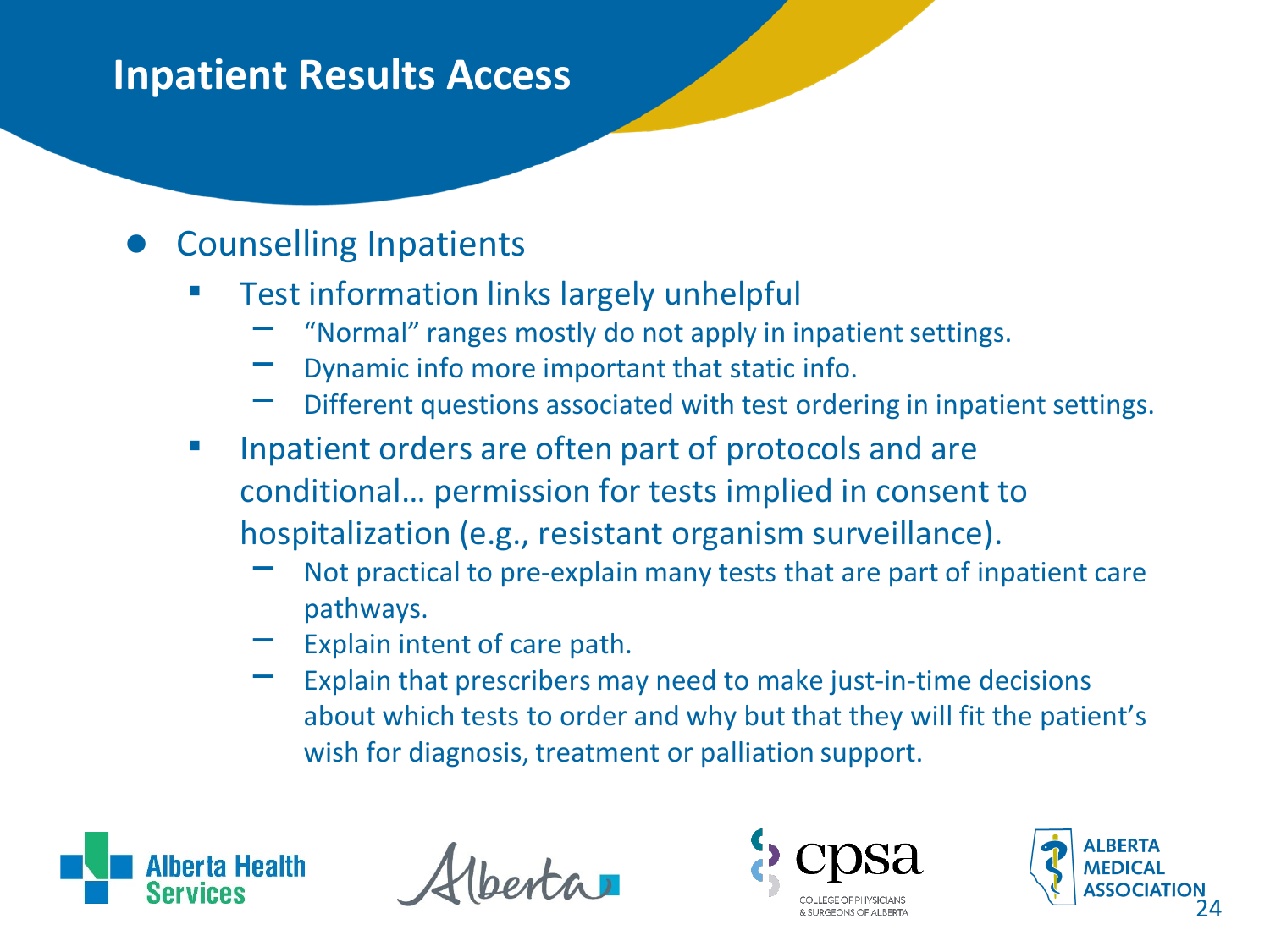# Inpatient Results Access

- Counselling Inpatients
  - Test information links largely unhelpful
    - "Normal" ranges mostly do not apply in inpatient settings.
    - Dynamic info more important that static info.
    - Different questions associated with test ordering in inpatient settings.
  - Inpatient orders are often part of protocols and are conditional… permission for tests implied in consent to hospitalization (e.g., resistant organism surveillance).
    - Not practical to pre-explain many tests that are part of inpatient care pathways.
    - Explain intent of care path.
    - Explain that prescribers may need to make just-in-time decisions about which tests to order and why but that they will fit the patient's wish for diagnosis, treatment or palliation support.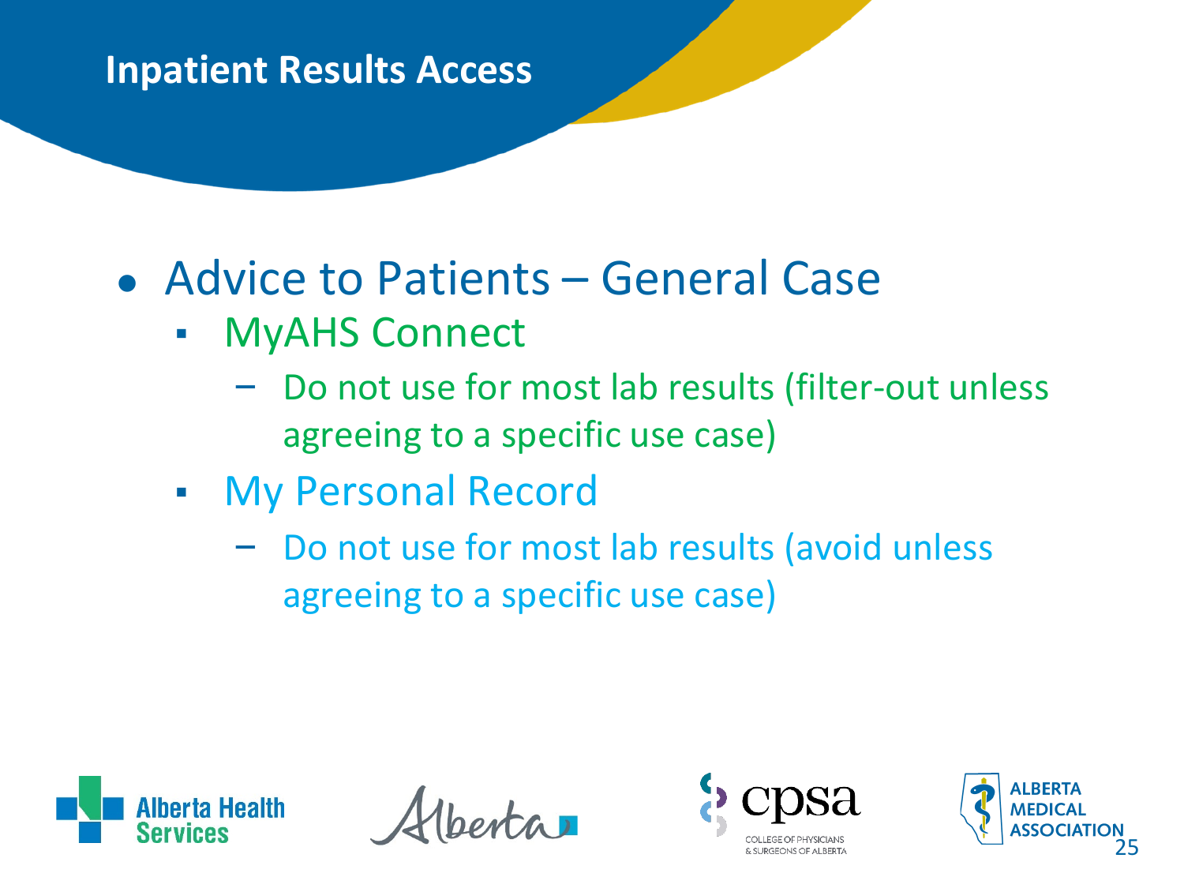## Inpatient Results Access

- Advice to Patients – General Case
  - MyAHS Connect
    - Do not use for most lab results (filter-out unless agreeing to a specific use case)
  - My Personal Record
    - Do not use for most lab results (avoid unless agreeing to a specific use case)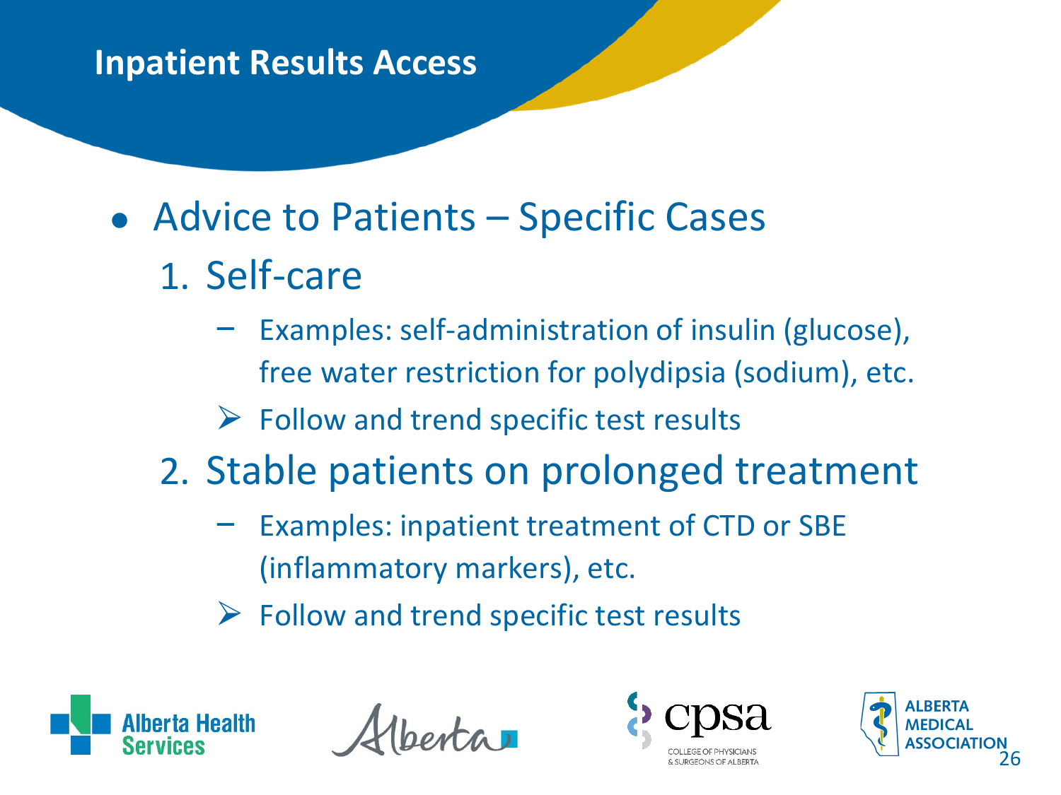# Inpatient Results Access

- Advice to Patients – Specific Cases
  1. Self-care
     - Examples: self-administration of insulin (glucose), free water restriction for polydipsia (sodium), etc.
     - ➢ Follow and trend specific test results
  2. Stable patients on prolonged treatment
     - Examples: inpatient treatment of CTD or SBE (inflammatory markers), etc.
     - ➢ Follow and trend specific test results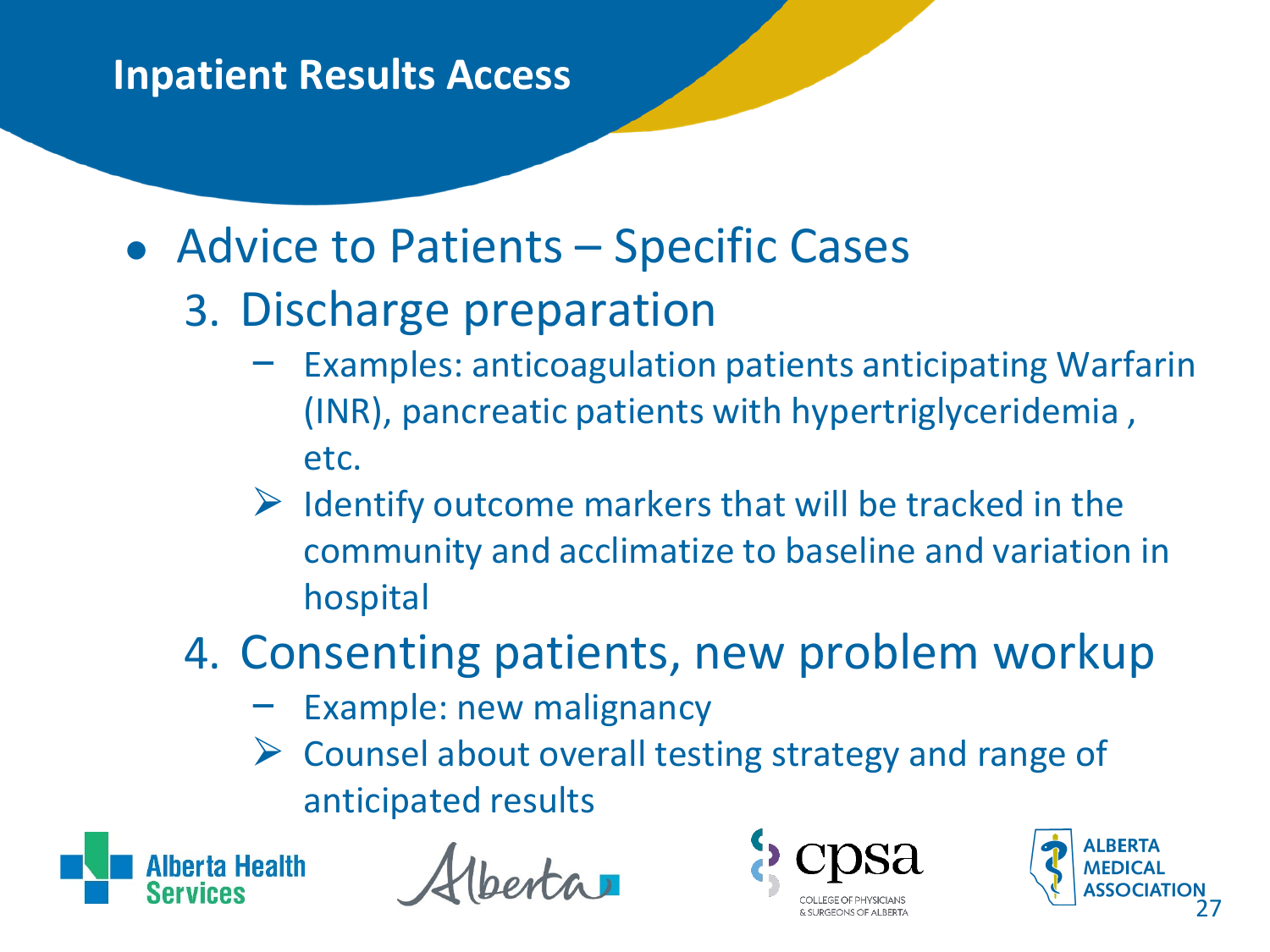# Inpatient Results Access

- Advice to Patients – Specific Cases
  3. Discharge preparation
     - Examples: anticoagulation patients anticipating Warfarin (INR), pancreatic patients with hypertriglyceridemia , etc.
     - ➢ Identify outcome markers that will be tracked in the community and acclimatize to baseline and variation in hospital
  4. Consenting patients, new problem workup
     - Example: new malignancy
     - ➢ Counsel about overall testing strategy and range of anticipated results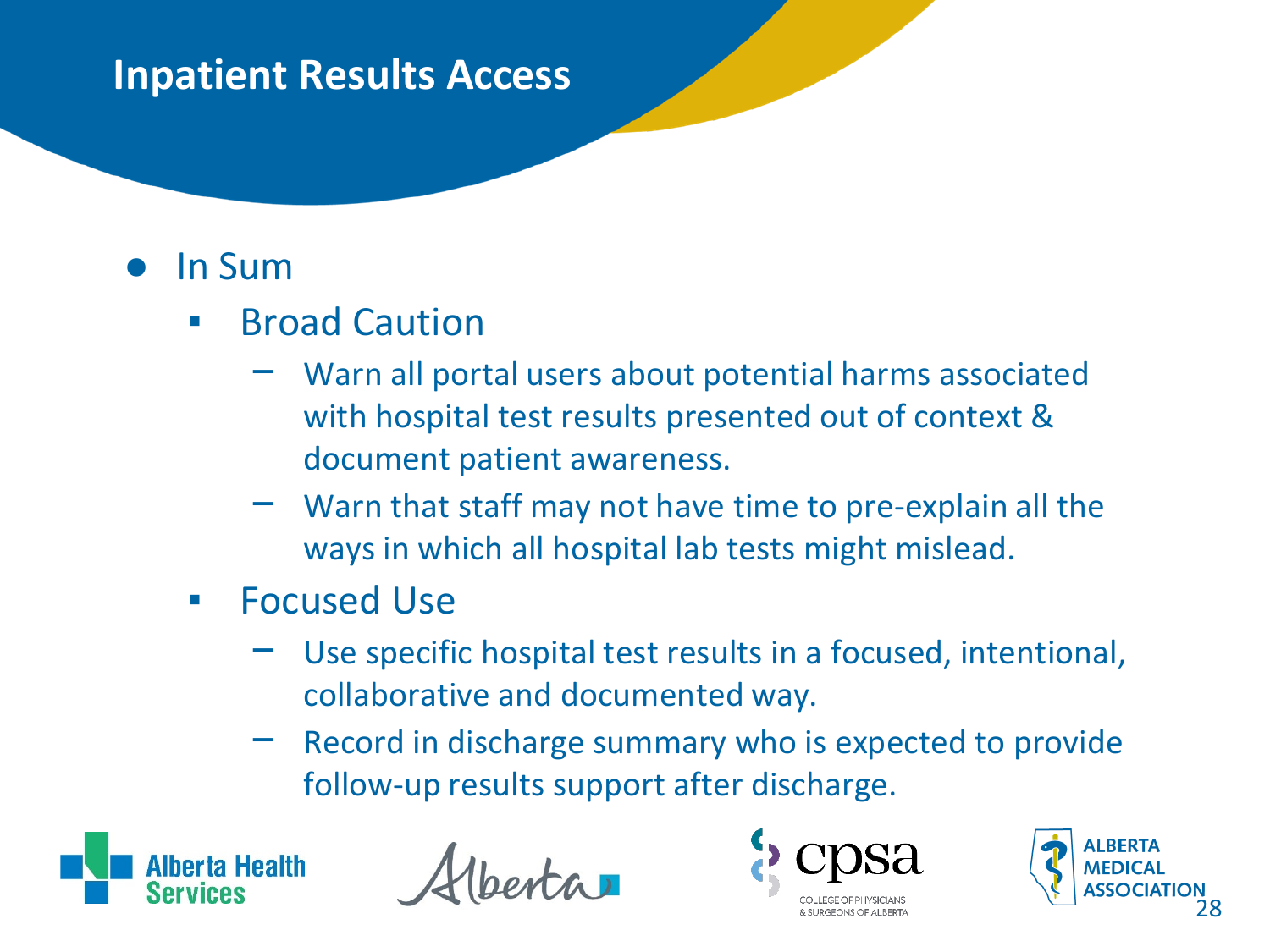## Inpatient Results Access

- In Sum
  - Broad Caution
    - Warn all portal users about potential harms associated with hospital test results presented out of context & document patient awareness.
    - Warn that staff may not have time to pre-explain all the ways in which all hospital lab tests might mislead.
  - Focused Use
    - Use specific hospital test results in a focused, intentional, collaborative and documented way.
    - Record in discharge summary who is expected to provide follow-up results support after discharge.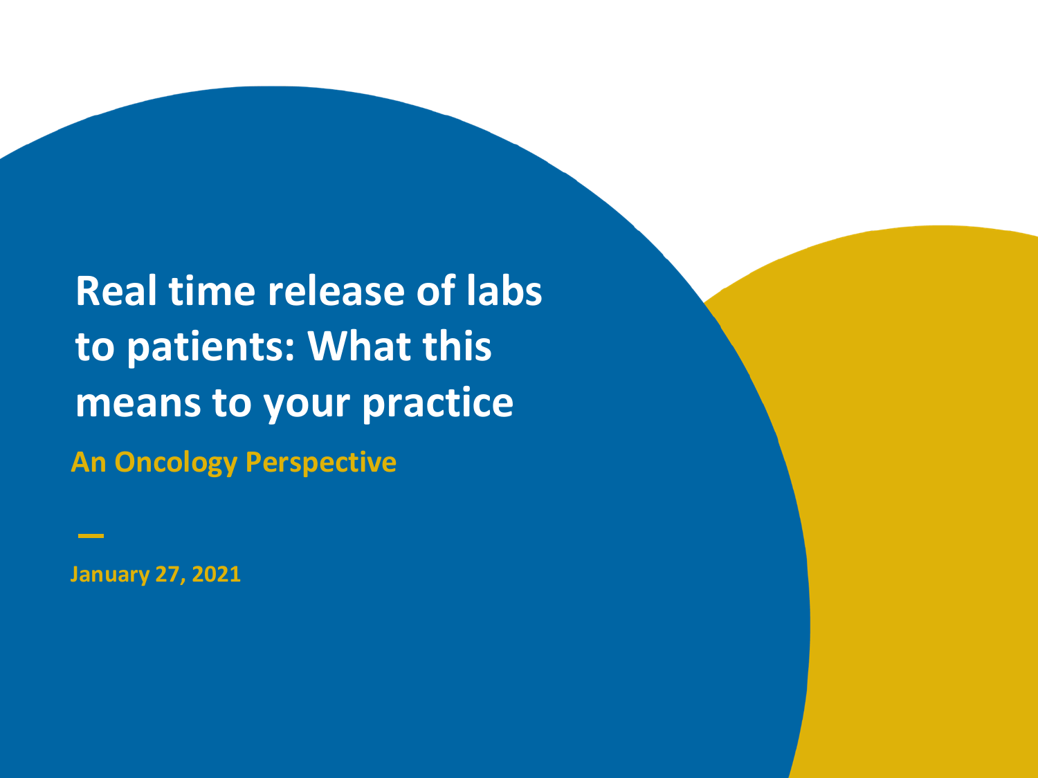# Real time release of labs to patients: What this means to your practice

## An Oncology Perspective

—

January 27, 2021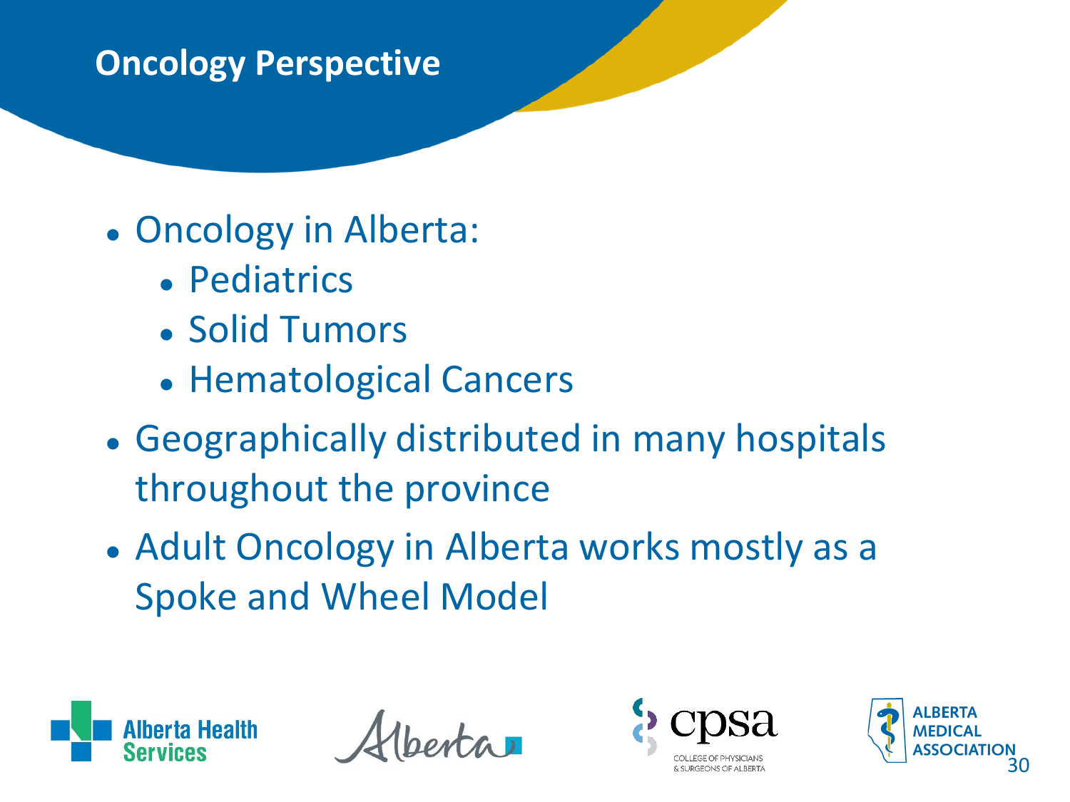## Oncology Perspective

- Oncology in Alberta:
  - Pediatrics
  - Solid Tumors
  - Hematological Cancers
- Geographically distributed in many hospitals throughout the province
- Adult Oncology in Alberta works mostly as a Spoke and Wheel Model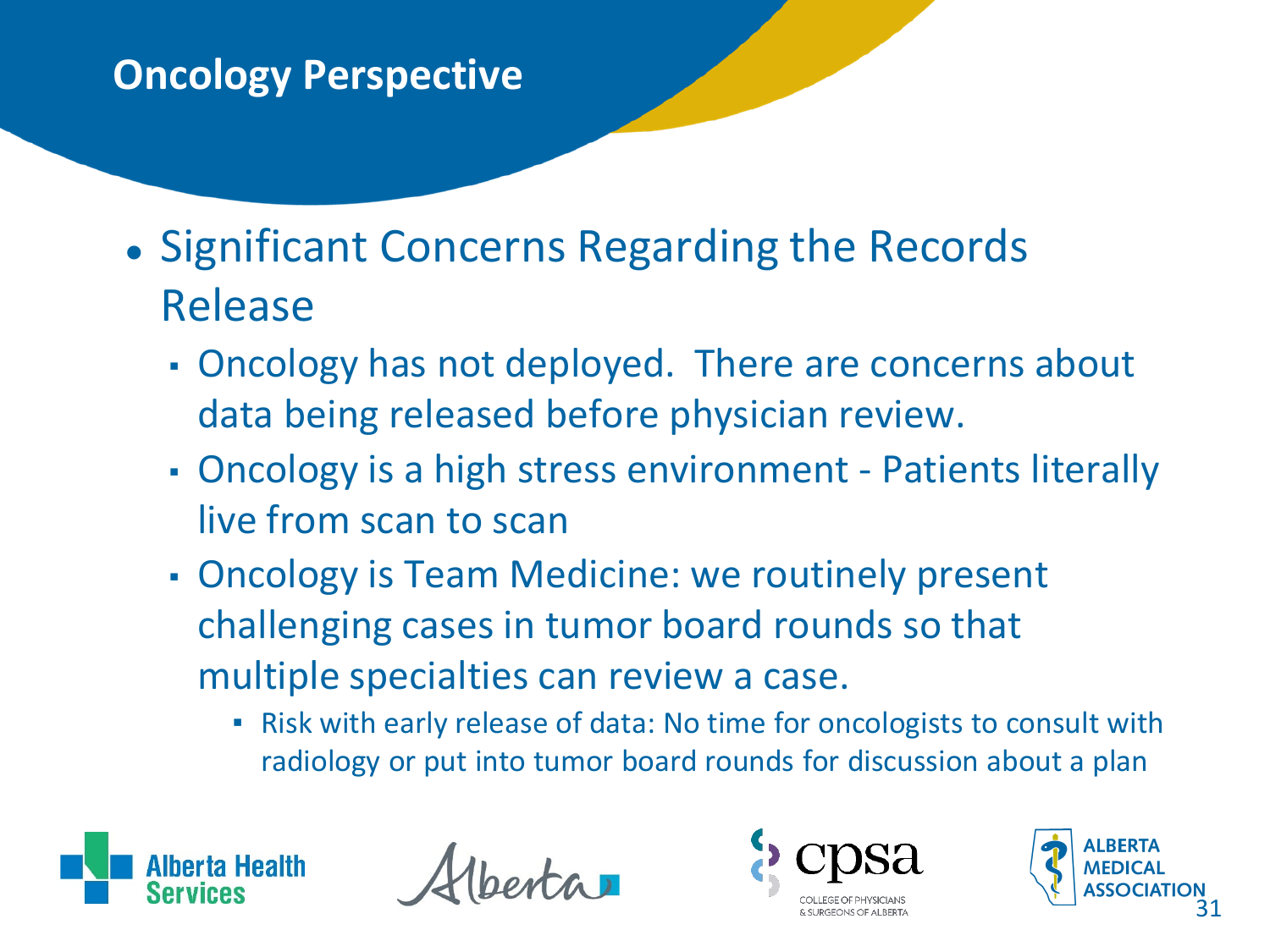# Oncology Perspective

- Significant Concerns Regarding the Records Release
  - Oncology has not deployed. There are concerns about data being released before physician review.
  - Oncology is a high stress environment - Patients literally live from scan to scan
  - Oncology is Team Medicine: we routinely present challenging cases in tumor board rounds so that multiple specialties can review a case.
    - Risk with early release of data: No time for oncologists to consult with radiology or put into tumor board rounds for discussion about a plan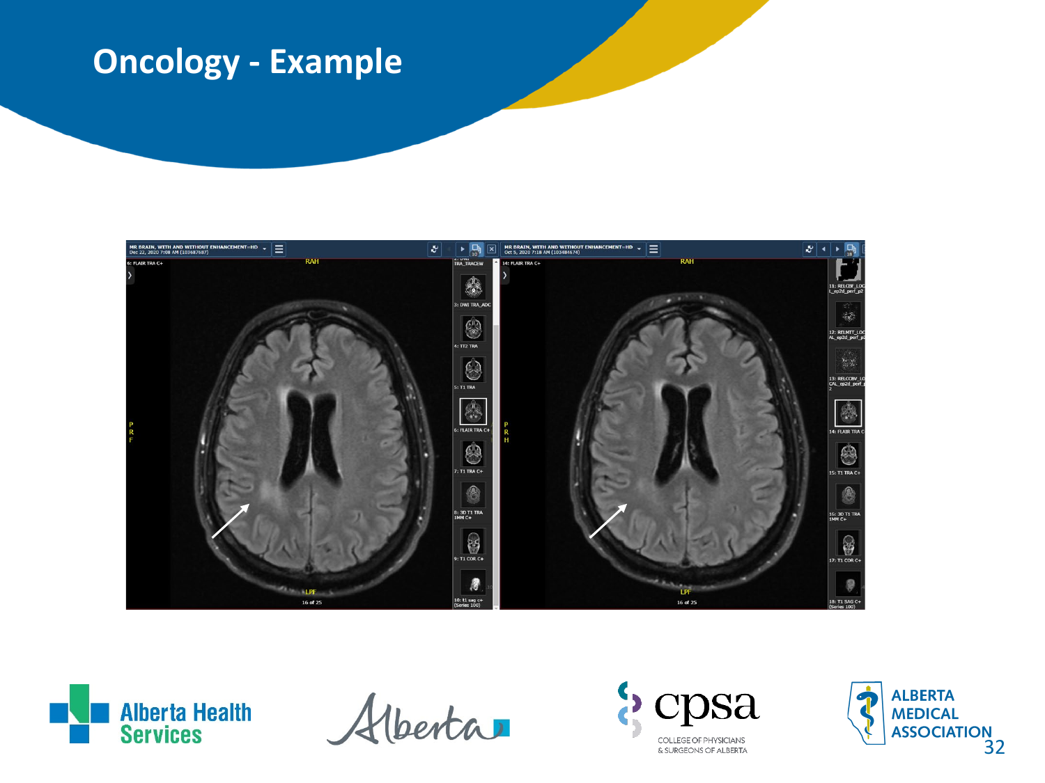# Oncology - Example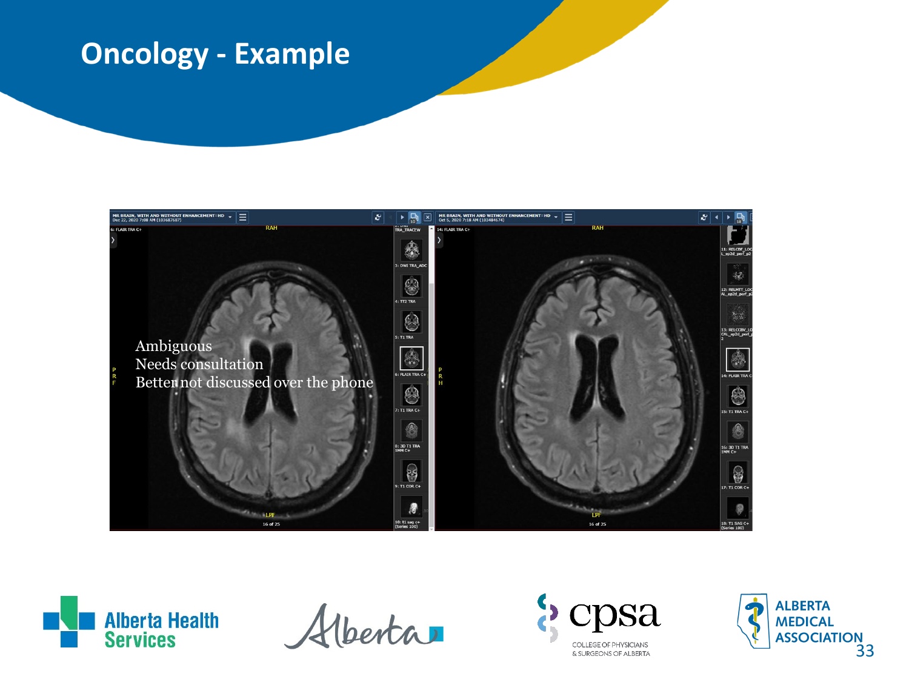# Oncology - Example

Ambiguous
Needs consultation
Better not discussed over the phone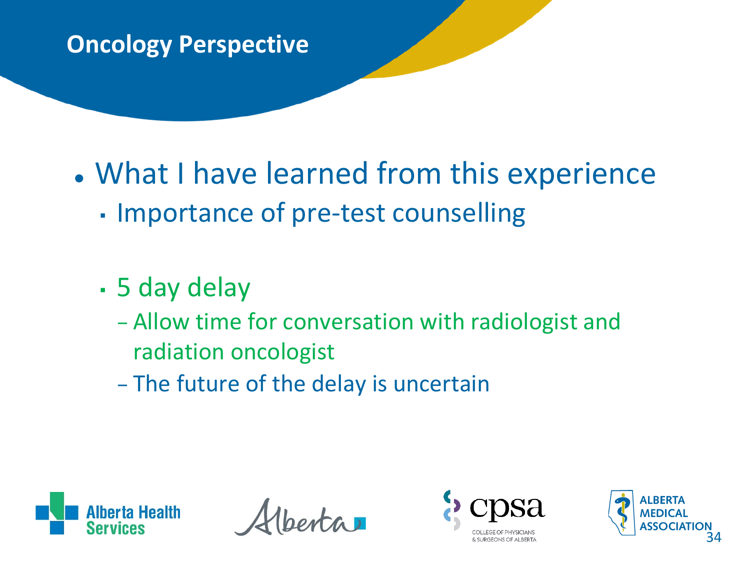# Oncology Perspective

- What I have learned from this experience
  - Importance of pre-test counselling
  - 5 day delay
    - Allow time for conversation with radiologist and radiation oncologist
    - The future of the delay is uncertain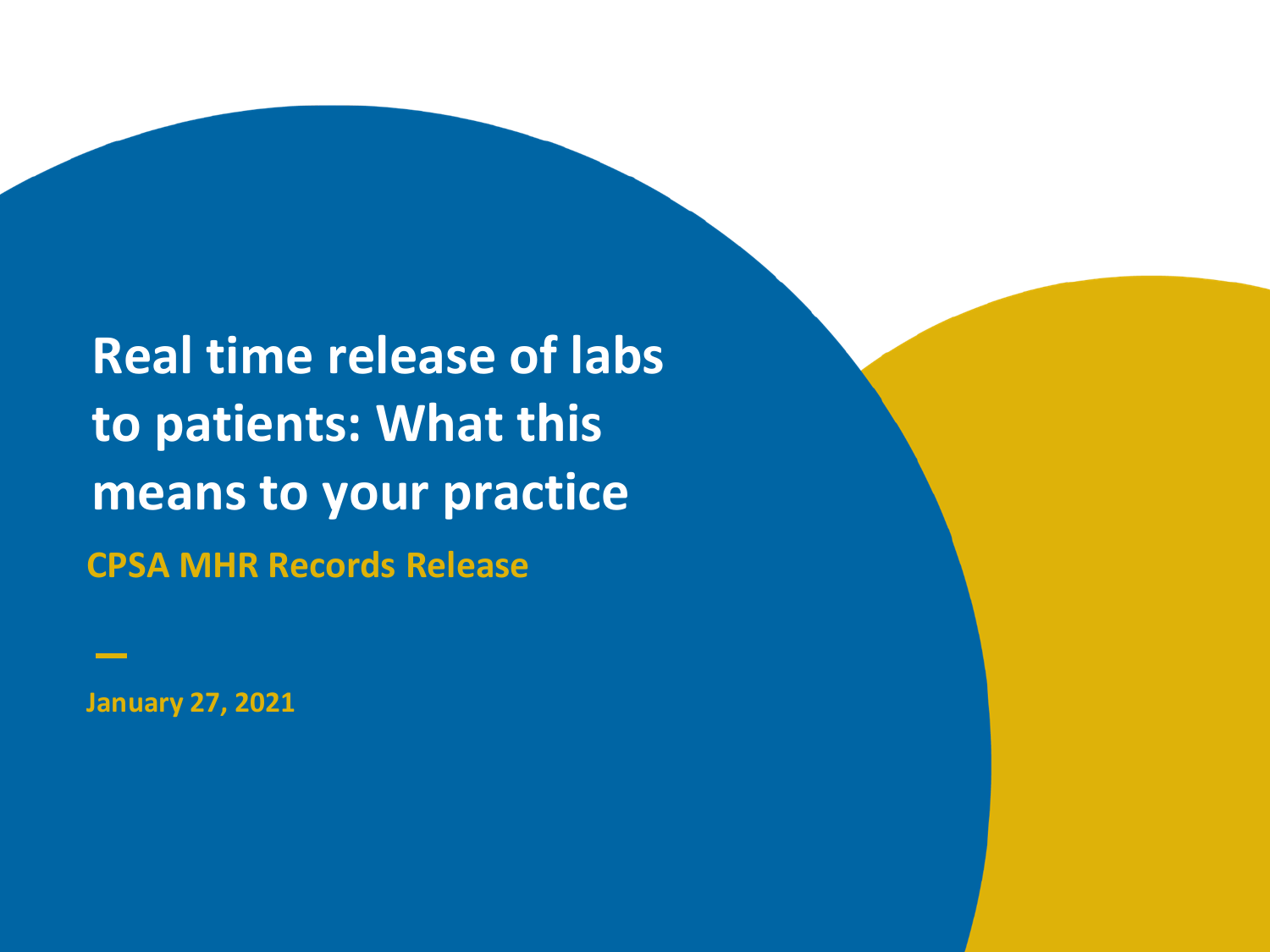# Real time release of labs to patients: What this means to your practice

**CPSA MHR Records Release**

—

**January 27, 2021**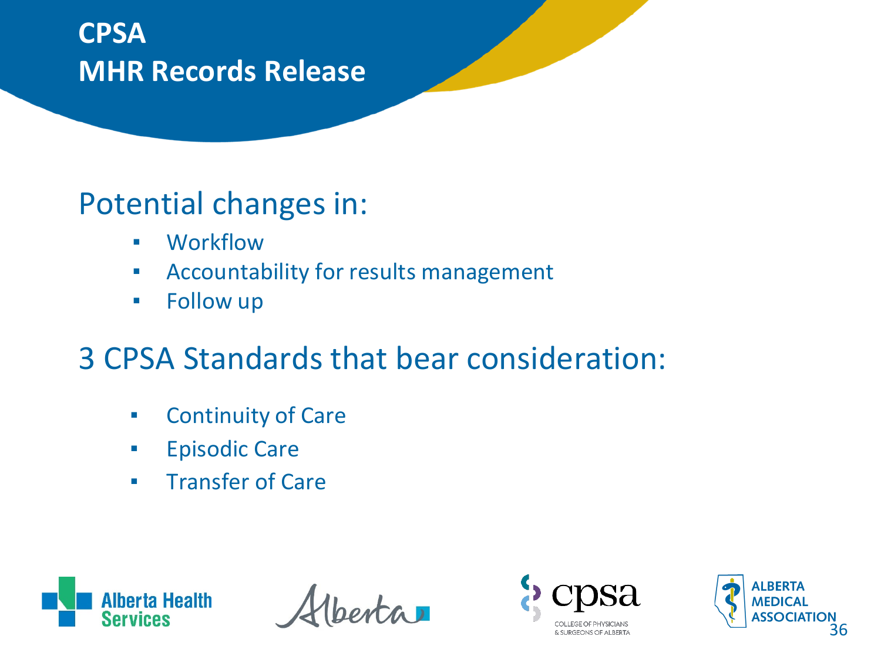# CPSA
# MHR Records Release

## Potential changes in:

- Workflow
- Accountability for results management
- Follow up

## 3 CPSA Standards that bear consideration:

- Continuity of Care
- Episodic Care
- Transfer of Care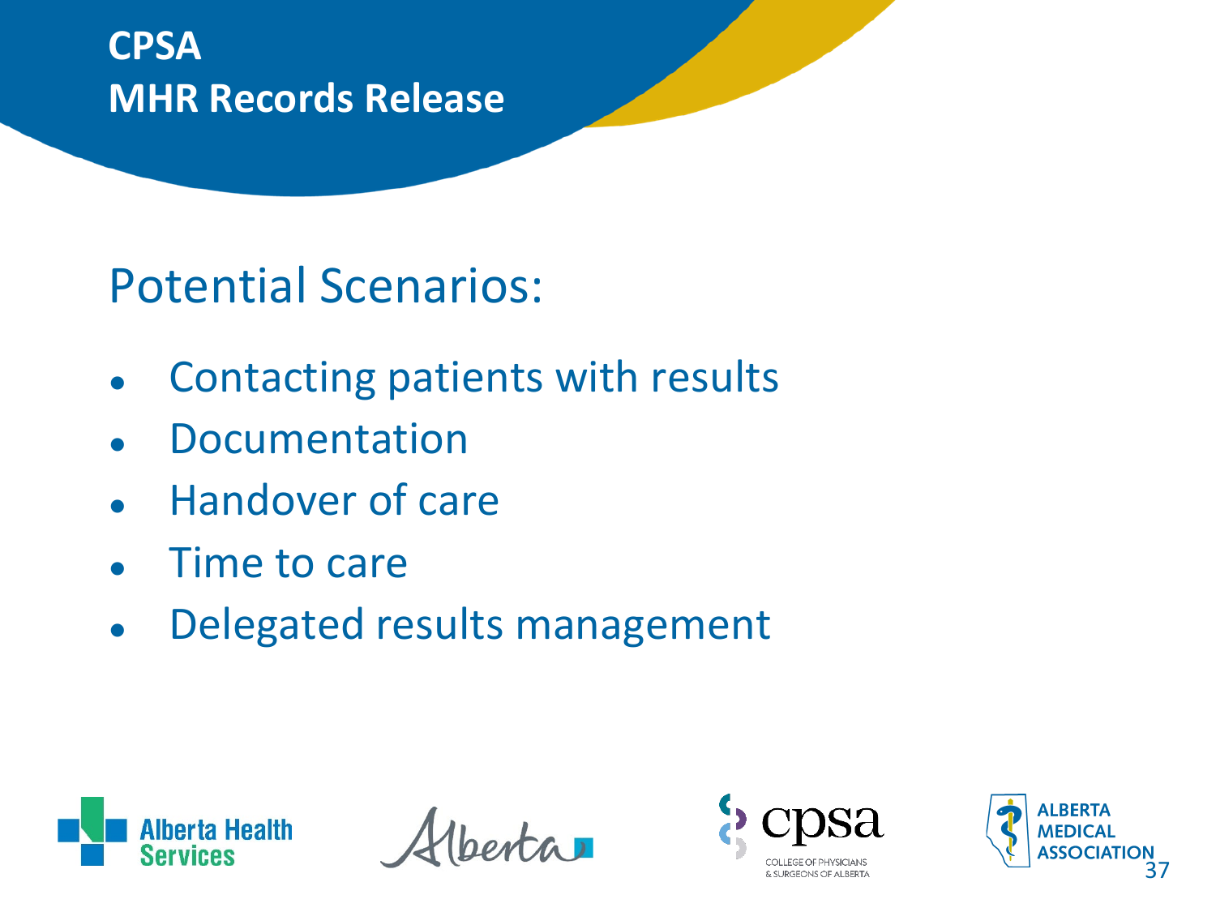# CPSA
# MHR Records Release

## Potential Scenarios:

- Contacting patients with results
- Documentation
- Handover of care
- Time to care
- Delegated results management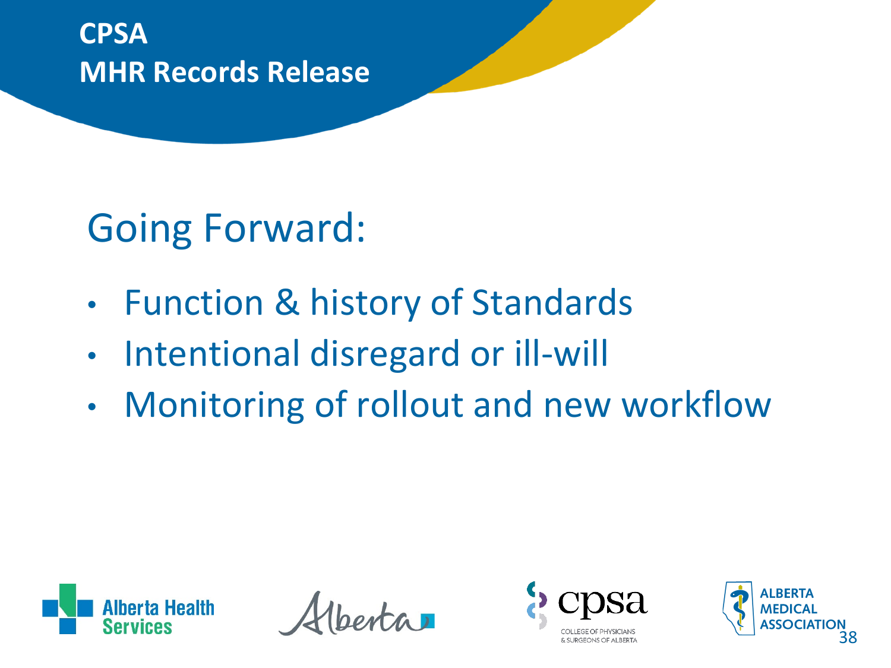**CPSA**
**MHR Records Release**

## Going Forward:

- Function & history of Standards
- Intentional disregard or ill-will
- Monitoring of rollout and new workflow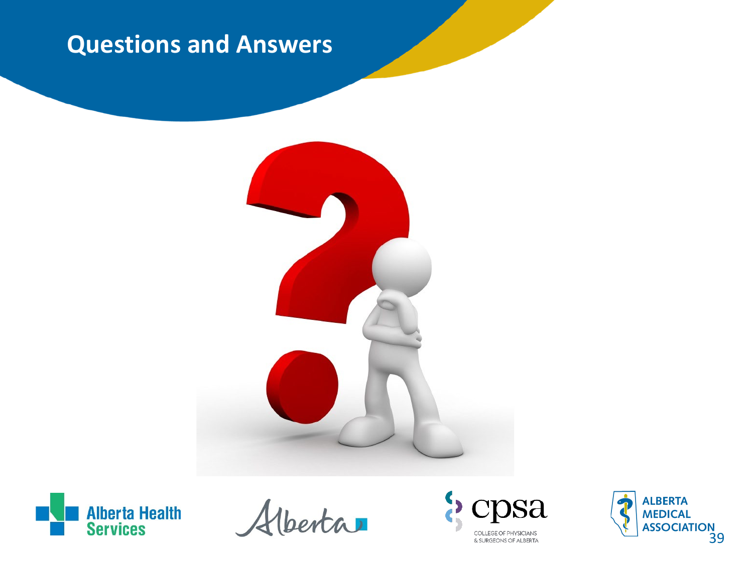# Questions and Answers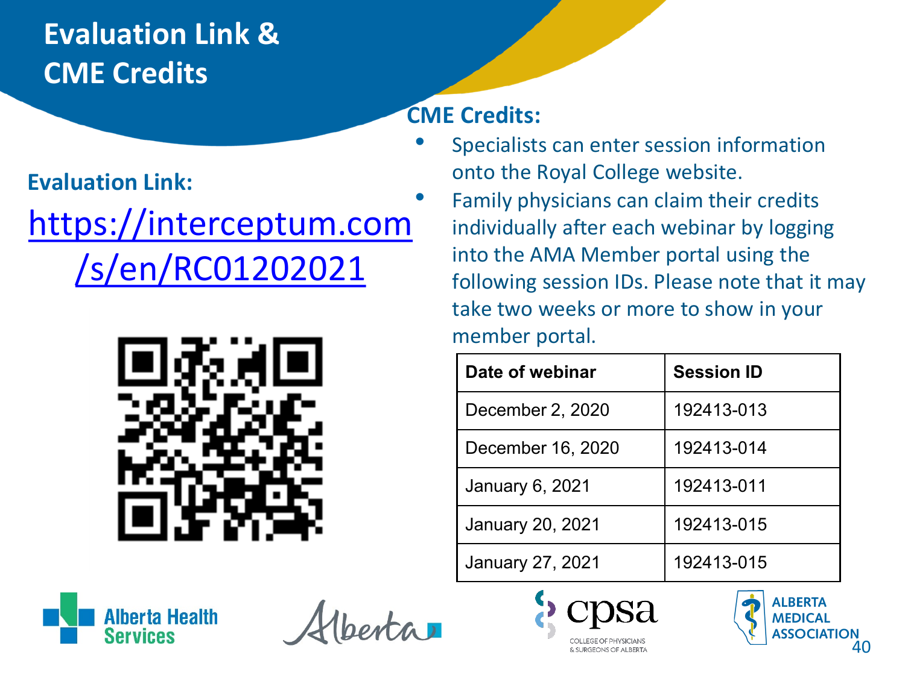# Evaluation Link & CME Credits

**Evaluation Link:**

https://interceptum.com/s/en/RC01202021

**CME Credits:**

- Specialists can enter session information onto the Royal College website.
- Family physicians can claim their credits individually after each webinar by logging into the AMA Member portal using the following session IDs. Please note that it may take two weeks or more to show in your member portal.

| Date of webinar | Session ID |
|---|---|
| December 2, 2020 | 192413-013 |
| December 16, 2020 | 192413-014 |
| January 6, 2021 | 192413-011 |
| January 20, 2021 | 192413-015 |
| January 27, 2021 | 192413-015 |

Alberta Health Services

Alberta

cpsa COLLEGE OF PHYSICIANS & SURGEONS OF ALBERTA

ALBERTA MEDICAL ASSOCIATION